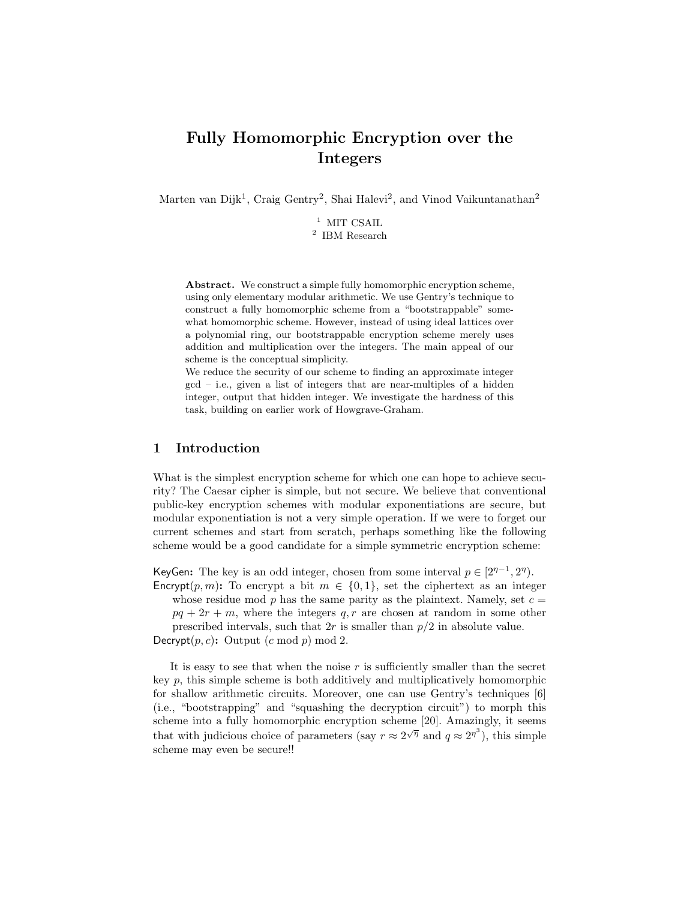# Fully Homomorphic Encryption over the Integers

Marten van Dijk[1], Craig Gentry[2], Shai Halevi[2], and Vinod Vaikuntanathan[2]

[1] MIT CSAIL
[2] IBM Research

**Abstract.** We construct a simple fully homomorphic encryption scheme, using only elementary modular arithmetic. We use Gentry's technique to construct a fully homomorphic scheme from a "bootstrappable" somewhat homomorphic scheme. However, instead of using ideal lattices over a polynomial ring, our bootstrappable encryption scheme merely uses addition and multiplication over the integers. The main appeal of our scheme is the conceptual simplicity.

We reduce the security of our scheme to finding an approximate integer gcd – i.e., given a list of integers that are near-multiples of a hidden integer, output that hidden integer. We investigate the hardness of this task, building on earlier work of Howgrave-Graham.

## 1 Introduction

What is the simplest encryption scheme for which one can hope to achieve security? The Caesar cipher is simple, but not secure. We believe that conventional public-key encryption schemes with modular exponentiations are secure, but modular exponentiation is not a very simple operation. If we were to forget our current schemes and start from scratch, perhaps something like the following scheme would be a good candidate for a simple symmetric encryption scheme:

**KeyGen:** The key is an odd integer, chosen from some interval $p \in [2^{\eta-1}, 2^{\eta})$.

**Encrypt$(p, m)$:** To encrypt a bit $m \in \{0, 1\}$, set the ciphertext as an integer whose residue mod $p$ has the same parity as the plaintext. Namely, set $c = pq + 2r + m$, where the integers $q, r$ are chosen at random in some other prescribed intervals, such that $2r$ is smaller than $p/2$ in absolute value.

**Decrypt$(p, c)$:** Output $(c \bmod p) \bmod 2$.

It is easy to see that when the noise $r$ is sufficiently smaller than the secret key $p$, this simple scheme is both additively and multiplicatively homomorphic for shallow arithmetic circuits. Moreover, one can use Gentry's techniques [6] (i.e., "bootstrapping" and "squashing the decryption circuit") to morph this scheme into a fully homomorphic encryption scheme [20]. Amazingly, it seems that with judicious choice of parameters (say $r \approx 2^{\sqrt{\eta}}$ and $q \approx 2^{\eta^3}$), this simple scheme may even be secure!!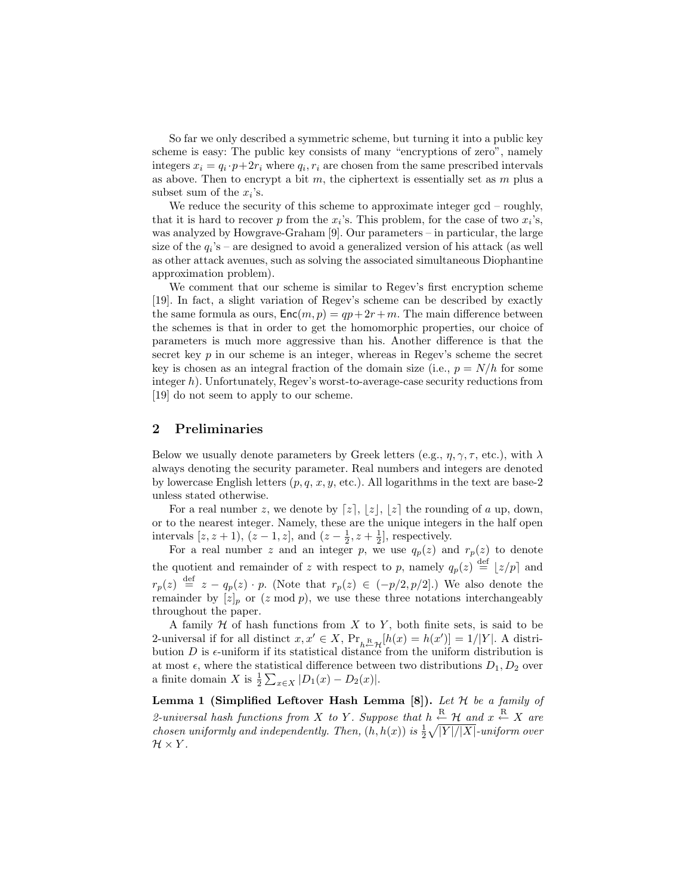So far we only described a symmetric scheme, but turning it into a public key scheme is easy: The public key consists of many "encryptions of zero", namely integers $x_i = q_i \cdot p + 2r_i$ where $q_i, r_i$ are chosen from the same prescribed intervals as above. Then to encrypt a bit $m$, the ciphertext is essentially set as $m$ plus a subset sum of the $x_i$'s.

We reduce the security of this scheme to approximate integer gcd – roughly, that it is hard to recover $p$ from the $x_i$'s. This problem, for the case of two $x_i$'s, was analyzed by Howgrave-Graham [9]. Our parameters – in particular, the large size of the $q_i$'s – are designed to avoid a generalized version of his attack (as well as other attack avenues, such as solving the associated simultaneous Diophantine approximation problem).

We comment that our scheme is similar to Regev's first encryption scheme [19]. In fact, a slight variation of Regev's scheme can be described by exactly the same formula as ours, $\mathsf{Enc}(m, p) = qp + 2r + m$. The main difference between the schemes is that in order to get the homomorphic properties, our choice of parameters is much more aggressive than his. Another difference is that the secret key $p$ in our scheme is an integer, whereas in Regev's scheme the secret key is chosen as an integral fraction of the domain size (i.e., $p = N/h$ for some integer $h$). Unfortunately, Regev's worst-to-average-case security reductions from [19] do not seem to apply to our scheme.

## 2 Preliminaries

Below we usually denote parameters by Greek letters (e.g., $\eta, \gamma, \tau$, etc.), with $\lambda$ always denoting the security parameter. Real numbers and integers are denoted by lowercase English letters ($p, q, x, y$, etc.). All logarithms in the text are base-2 unless stated otherwise.

For a real number $z$, we denote by $\lceil z \rceil$, $\lfloor z \rfloor$, $\lfloor z \rceil$ the rounding of $a$ up, down, or to the nearest integer. Namely, these are the unique integers in the half open intervals $[z, z+1)$, $(z-1, z]$, and $(z - \frac{1}{2}, z + \frac{1}{2}]$, respectively.

For a real number $z$ and an integer $p$, we use $q_p(z)$ and $r_p(z)$ to denote the quotient and remainder of $z$ with respect to $p$, namely $q_p(z) \stackrel{\text{def}}{=} \lfloor z/p \rceil$ and $r_p(z) \stackrel{\text{def}}{=} z - q_p(z) \cdot p$. (Note that $r_p(z) \in (-p/2, p/2]$.) We also denote the remainder by $[z]_p$ or $(z \bmod p)$, we use these three notations interchangeably throughout the paper.

A family $\mathcal{H}$ of hash functions from $X$ to $Y$, both finite sets, is said to be 2-universal if for all distinct $x, x' \in X$, $\Pr_{h \stackrel{\text{R}}{\leftarrow} \mathcal{H}}[h(x) = h(x')] = 1/|Y|$. A distribution $D$ is $\epsilon$-uniform if its statistical distance from the uniform distribution is at most $\epsilon$, where the statistical difference between two distributions $D_1, D_2$ over a finite domain $X$ is $\frac{1}{2} \sum_{x \in X} |D_1(x) - D_2(x)|$.

**Lemma 1 (Simplified Leftover Hash Lemma [8]).** *Let $\mathcal{H}$ be a family of 2-universal hash functions from $X$ to $Y$. Suppose that $h \stackrel{\text{R}}{\leftarrow} \mathcal{H}$ and $x \stackrel{\text{R}}{\leftarrow} X$ are chosen uniformly and independently. Then, $(h, h(x))$ is $\frac{1}{2}\sqrt{|Y|/|X|}$-uniform over $\mathcal{H} \times Y$.*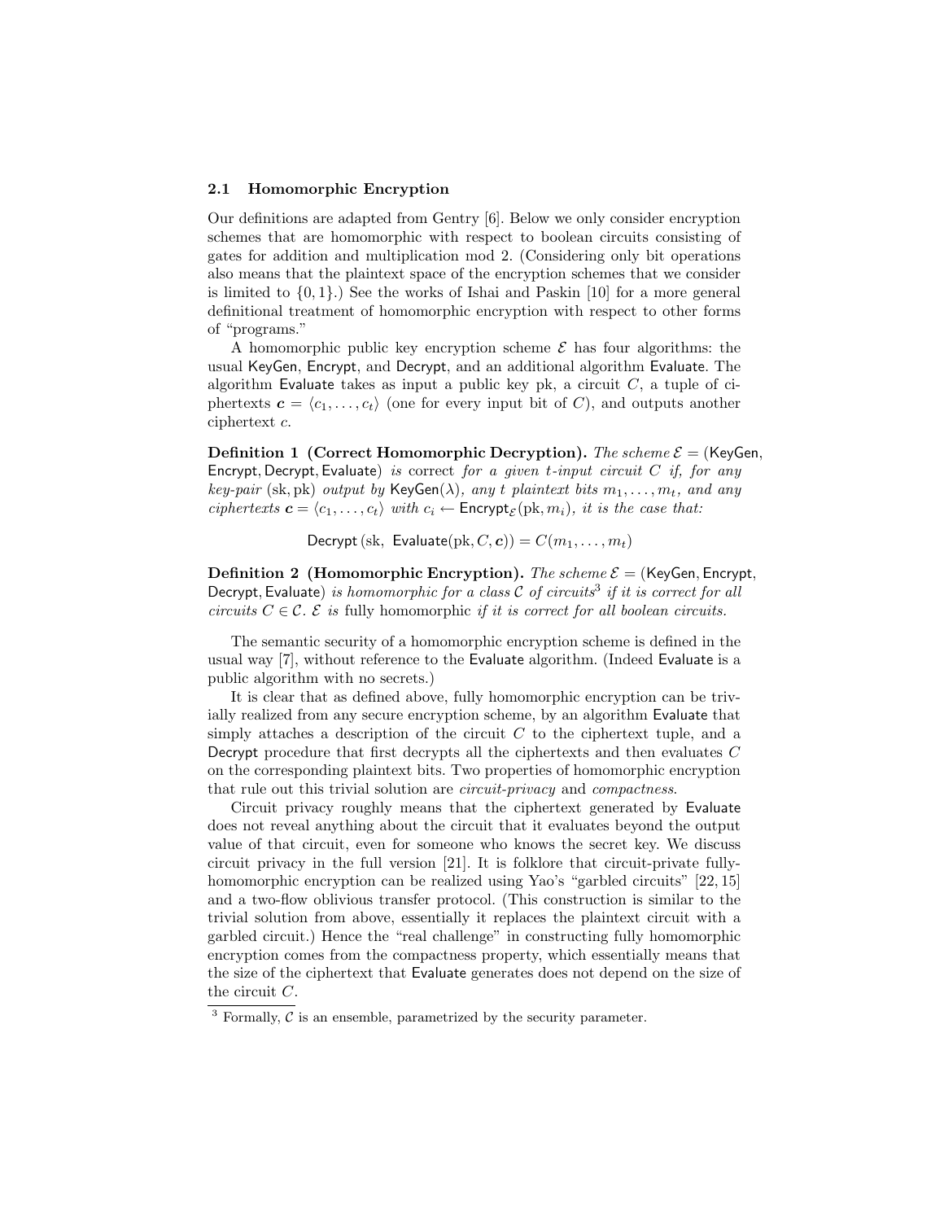### 2.1 Homomorphic Encryption

Our definitions are adapted from Gentry [6]. Below we only consider encryption schemes that are homomorphic with respect to boolean circuits consisting of gates for addition and multiplication mod 2. (Considering only bit operations also means that the plaintext space of the encryption schemes that we consider is limited to $\{0, 1\}$.) See the works of Ishai and Paskin [10] for a more general definitional treatment of homomorphic encryption with respect to other forms of "programs."

A homomorphic public key encryption scheme $\mathcal{E}$ has four algorithms: the usual KeyGen, Encrypt, and Decrypt, and an additional algorithm Evaluate. The algorithm Evaluate takes as input a public key pk, a circuit $C$, a tuple of ciphertexts $\boldsymbol{c} = \langle c_1, \ldots, c_t \rangle$ (one for every input bit of $C$), and outputs another ciphertext $c$.

**Definition 1 (Correct Homomorphic Decryption).** *The scheme $\mathcal{E} = (\mathsf{KeyGen}, \mathsf{Encrypt}, \mathsf{Decrypt}, \mathsf{Evaluate})$ is* correct *for a given $t$-input circuit $C$ if, for any key-pair $(\mathrm{sk}, \mathrm{pk})$ output by $\mathsf{KeyGen}(\lambda)$, any $t$ plaintext bits $m_1, \ldots, m_t$, and any ciphertexts $\boldsymbol{c} = \langle c_1, \ldots, c_t \rangle$ with $c_i \leftarrow \mathsf{Encrypt}_{\mathcal{E}}(\mathrm{pk}, m_i)$, it is the case that:*

$$\mathsf{Decrypt}\left(\mathrm{sk},\ \mathsf{Evaluate}(\mathrm{pk}, C, \boldsymbol{c})\right) = C(m_1, \ldots, m_t)$$

**Definition 2 (Homomorphic Encryption).** *The scheme $\mathcal{E} = (\mathsf{KeyGen}, \mathsf{Encrypt}, \mathsf{Decrypt}, \mathsf{Evaluate})$ is homomorphic for a class $\mathcal{C}$ of circuits*[3] *if it is correct for all circuits $C \in \mathcal{C}$. $\mathcal{E}$ is* fully homomorphic *if it is correct for all boolean circuits.*

The semantic security of a homomorphic encryption scheme is defined in the usual way [7], without reference to the Evaluate algorithm. (Indeed Evaluate is a public algorithm with no secrets.)

It is clear that as defined above, fully homomorphic encryption can be trivially realized from any secure encryption scheme, by an algorithm Evaluate that simply attaches a description of the circuit $C$ to the ciphertext tuple, and a Decrypt procedure that first decrypts all the ciphertexts and then evaluates $C$ on the corresponding plaintext bits. Two properties of homomorphic encryption that rule out this trivial solution are *circuit-privacy* and *compactness*.

Circuit privacy roughly means that the ciphertext generated by Evaluate does not reveal anything about the circuit that it evaluates beyond the output value of that circuit, even for someone who knows the secret key. We discuss circuit privacy in the full version [21]. It is folklore that circuit-private fully-homomorphic encryption can be realized using Yao's "garbled circuits" [22, 15] and a two-flow oblivious transfer protocol. (This construction is similar to the trivial solution from above, essentially it replaces the plaintext circuit with a garbled circuit.) Hence the "real challenge" in constructing fully homomorphic encryption comes from the compactness property, which essentially means that the size of the ciphertext that Evaluate generates does not depend on the size of the circuit $C$.

---

[3] Formally, $\mathcal{C}$ is an ensemble, parametrized by the security parameter.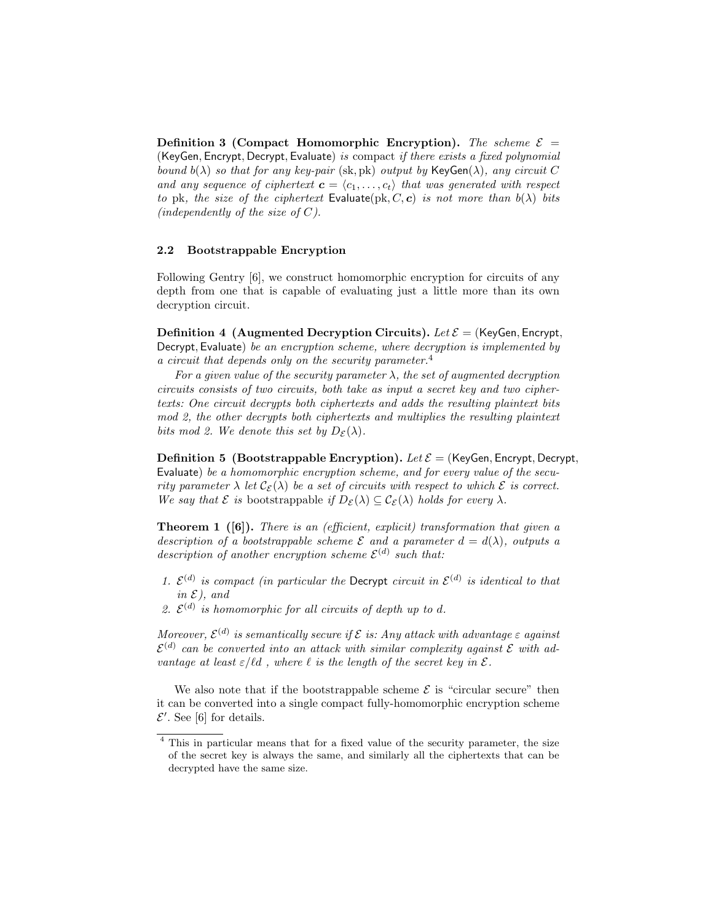**Definition 3 (Compact Homomorphic Encryption).** *The scheme* $\mathcal{E} = (\mathsf{KeyGen}, \mathsf{Encrypt}, \mathsf{Decrypt}, \mathsf{Evaluate})$ *is* compact *if there exists a fixed polynomial bound* $b(\lambda)$ *so that for any key-pair* $(\mathrm{sk}, \mathrm{pk})$ *output by* $\mathsf{KeyGen}(\lambda)$*, any circuit* $C$ *and any sequence of ciphertext* $\boldsymbol{c} = \langle c_1, \ldots, c_t \rangle$ *that was generated with respect to* pk*, the size of the ciphertext* $\mathsf{Evaluate}(\mathrm{pk}, C, \boldsymbol{c})$ *is not more than* $b(\lambda)$ *bits (independently of the size of* $C$*).*

## 2.2 Bootstrappable Encryption

Following Gentry [6], we construct homomorphic encryption for circuits of any depth from one that is capable of evaluating just a little more than its own decryption circuit.

**Definition 4 (Augmented Decryption Circuits).** *Let* $\mathcal{E} = (\mathsf{KeyGen}, \mathsf{Encrypt}, \mathsf{Decrypt}, \mathsf{Evaluate})$ *be an encryption scheme, where decryption is implemented by a circuit that depends only on the security parameter.*[4]

*For a given value of the security parameter* $\lambda$*, the set of augmented decryption circuits consists of two circuits, both take as input a secret key and two ciphertexts: One circuit decrypts both ciphertexts and adds the resulting plaintext bits mod 2, the other decrypts both ciphertexts and multiplies the resulting plaintext bits mod 2. We denote this set by* $D_{\mathcal{E}}(\lambda)$*.*

**Definition 5 (Bootstrappable Encryption).** *Let* $\mathcal{E} = (\mathsf{KeyGen}, \mathsf{Encrypt}, \mathsf{Decrypt}, \mathsf{Evaluate})$ *be a homomorphic encryption scheme, and for every value of the security parameter* $\lambda$ *let* $\mathcal{C}_{\mathcal{E}}(\lambda)$ *be a set of circuits with respect to which* $\mathcal{E}$ *is correct. We say that* $\mathcal{E}$ *is* bootstrappable *if* $D_{\mathcal{E}}(\lambda) \subseteq \mathcal{C}_{\mathcal{E}}(\lambda)$ *holds for every* $\lambda$*.*

**Theorem 1 ([6]).** *There is an (efficient, explicit) transformation that given a description of a bootstrappable scheme* $\mathcal{E}$ *and a parameter* $d = d(\lambda)$*, outputs a description of another encryption scheme* $\mathcal{E}^{(d)}$ *such that:*

1. $\mathcal{E}^{(d)}$ *is compact (in particular the* $\mathsf{Decrypt}$ *circuit in* $\mathcal{E}^{(d)}$ *is identical to that in* $\mathcal{E}$*), and*
2. $\mathcal{E}^{(d)}$ *is homomorphic for all circuits of depth up to* $d$*.*

*Moreover,* $\mathcal{E}^{(d)}$ *is semantically secure if* $\mathcal{E}$ *is: Any attack with advantage* $\varepsilon$ *against* $\mathcal{E}^{(d)}$ *can be converted into an attack with similar complexity against* $\mathcal{E}$ *with advantage at least* $\varepsilon/\ell d$ *, where* $\ell$ *is the length of the secret key in* $\mathcal{E}$*.*

We also note that if the bootstrappable scheme $\mathcal{E}$ is "circular secure" then it can be converted into a single compact fully-homomorphic encryption scheme $\mathcal{E}'$. See [6] for details.

---

[4] This in particular means that for a fixed value of the security parameter, the size of the secret key is always the same, and similarly all the ciphertexts that can be decrypted have the same size.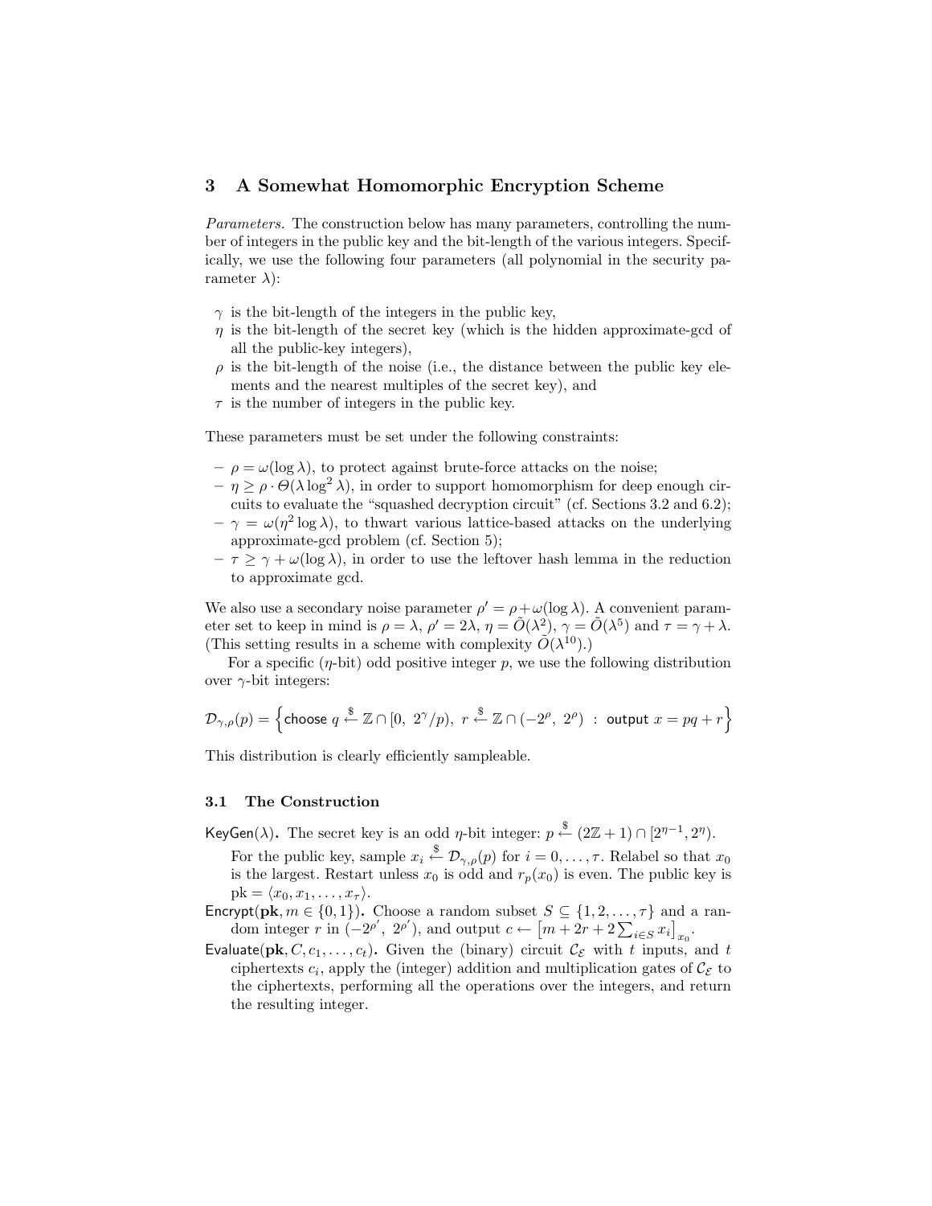## 3 A Somewhat Homomorphic Encryption Scheme

*Parameters.* The construction below has many parameters, controlling the number of integers in the public key and the bit-length of the various integers. Specifically, we use the following four parameters (all polynomial in the security parameter $\lambda$):

- $\gamma$ is the bit-length of the integers in the public key,
- $\eta$ is the bit-length of the secret key (which is the hidden approximate-gcd of all the public-key integers),
- $\rho$ is the bit-length of the noise (i.e., the distance between the public key elements and the nearest multiples of the secret key), and
- $\tau$ is the number of integers in the public key.

These parameters must be set under the following constraints:

- $\rho = \omega(\log \lambda)$, to protect against brute-force attacks on the noise;
- $\eta \geq \rho \cdot \Theta(\lambda \log^2 \lambda)$, in order to support homomorphism for deep enough circuits to evaluate the "squashed decryption circuit" (cf. Sections 3.2 and 6.2);
- $\gamma = \omega(\eta^2 \log \lambda)$, to thwart various lattice-based attacks on the underlying approximate-gcd problem (cf. Section 5);
- $\tau \geq \gamma + \omega(\log \lambda)$, in order to use the leftover hash lemma in the reduction to approximate gcd.

We also use a secondary noise parameter $\rho' = \rho + \omega(\log \lambda)$. A convenient parameter set to keep in mind is $\rho = \lambda$, $\rho' = 2\lambda$, $\eta = \tilde{O}(\lambda^2)$, $\gamma = \tilde{O}(\lambda^5)$ and $\tau = \gamma + \lambda$. (This setting results in a scheme with complexity $\tilde{O}(\lambda^{10})$.)

For a specific ($\eta$-bit) odd positive integer $p$, we use the following distribution over $\gamma$-bit integers:

$$\mathcal{D}_{\gamma,\rho}(p) = \left\{ \text{choose } q \xleftarrow{\$} \mathbb{Z} \cap [0,\ 2^\gamma/p),\ r \xleftarrow{\$} \mathbb{Z} \cap (-2^\rho,\ 2^\rho) \ : \ \text{output } x = pq + r \right\}$$

This distribution is clearly efficiently sampleable.

### 3.1 The Construction

**$\mathsf{KeyGen}(\lambda)$.** The secret key is an odd $\eta$-bit integer: $p \xleftarrow{\$} (2\mathbb{Z} + 1) \cap [2^{\eta-1}, 2^\eta)$.
For the public key, sample $x_i \xleftarrow{\$} \mathcal{D}_{\gamma,\rho}(p)$ for $i = 0, \ldots, \tau$. Relabel so that $x_0$ is the largest. Restart unless $x_0$ is odd and $r_p(x_0)$ is even. The public key is $\mathrm{pk} = \langle x_0, x_1, \ldots, x_\tau \rangle$.

**$\mathsf{Encrypt}(\mathbf{pk}, m \in \{0, 1\})$.** Choose a random subset $S \subseteq \{1, 2, \ldots, \tau\}$ and a random integer $r$ in $(-2^{\rho'}, 2^{\rho'})$, and output $c \leftarrow \left[m + 2r + 2\sum_{i \in S} x_i\right]_{x_0}$.

**$\mathsf{Evaluate}(\mathbf{pk}, C, c_1, \ldots, c_t)$.** Given the (binary) circuit $\mathcal{C}_\mathcal{E}$ with $t$ inputs, and $t$ ciphertexts $c_i$, apply the (integer) addition and multiplication gates of $\mathcal{C}_\mathcal{E}$ to the ciphertexts, performing all the operations over the integers, and return the resulting integer.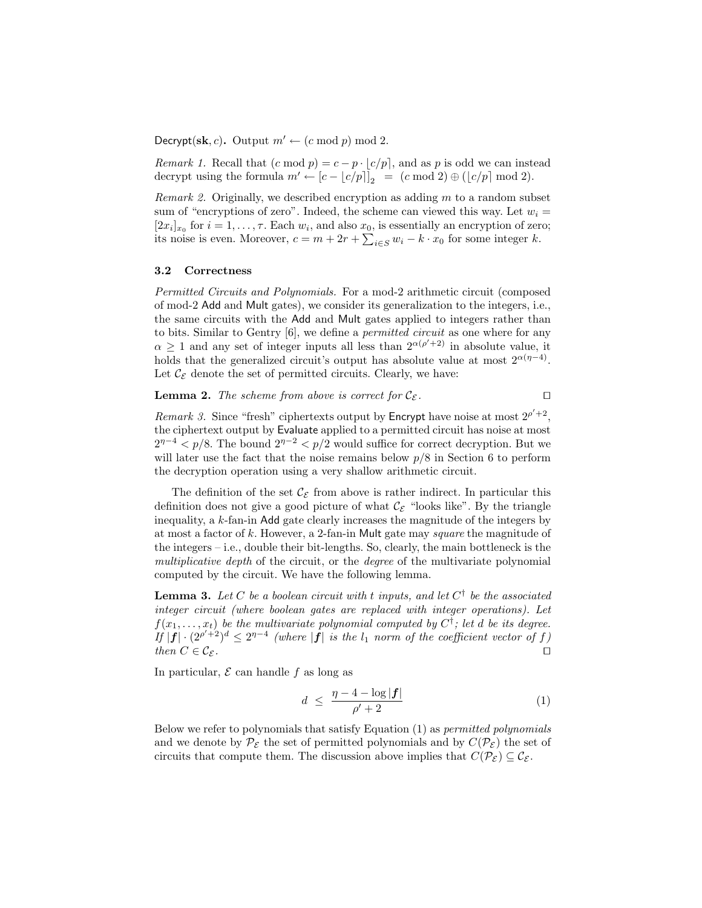Decrypt($\mathbf{sk}, c$). Output $m' \leftarrow (c \bmod p) \bmod 2$.

*Remark 1.* Recall that $(c \bmod p) = c - p \cdot \lfloor c/p \rceil$, and as $p$ is odd we can instead decrypt using the formula $m' \leftarrow [c - \lfloor c/p \rceil]_2 \;=\; (c \bmod 2) \oplus (\lfloor c/p \rceil \bmod 2)$.

*Remark 2.* Originally, we described encryption as adding $m$ to a random subset sum of "encryptions of zero". Indeed, the scheme can viewed this way. Let $w_i = [2x_i]_{x_0}$ for $i = 1, \ldots, \tau$. Each $w_i$, and also $x_0$, is essentially an encryption of zero; its noise is even. Moreover, $c = m + 2r + \sum_{i \in S} w_i - k \cdot x_0$ for some integer $k$.

### 3.2 Correctness

*Permitted Circuits and Polynomials.* For a mod-2 arithmetic circuit (composed of mod-2 Add and Mult gates), we consider its generalization to the integers, i.e., the same circuits with the Add and Mult gates applied to integers rather than to bits. Similar to Gentry [6], we define a *permitted circuit* as one where for any $\alpha \geq 1$ and any set of integer inputs all less than $2^{\alpha(\rho'+2)}$ in absolute value, it holds that the generalized circuit's output has absolute value at most $2^{\alpha(\eta-4)}$. Let $\mathcal{C}_{\mathcal{E}}$ denote the set of permitted circuits. Clearly, we have:

**Lemma 2.** *The scheme from above is correct for $\mathcal{C}_{\mathcal{E}}$.* ◻

*Remark 3.* Since "fresh" ciphertexts output by Encrypt have noise at most $2^{\rho'+2}$, the ciphertext output by Evaluate applied to a permitted circuit has noise at most $2^{\eta-4} < p/8$. The bound $2^{\eta-2} < p/2$ would suffice for correct decryption. But we will later use the fact that the noise remains below $p/8$ in Section 6 to perform the decryption operation using a very shallow arithmetic circuit.

The definition of the set $\mathcal{C}_{\mathcal{E}}$ from above is rather indirect. In particular this definition does not give a good picture of what $\mathcal{C}_{\mathcal{E}}$ "looks like". By the triangle inequality, a $k$-fan-in Add gate clearly increases the magnitude of the integers by at most a factor of $k$. However, a 2-fan-in Mult gate may *square* the magnitude of the integers – i.e., double their bit-lengths. So, clearly, the main bottleneck is the *multiplicative depth* of the circuit, or the *degree* of the multivariate polynomial computed by the circuit. We have the following lemma.

**Lemma 3.** *Let $C$ be a boolean circuit with $t$ inputs, and let $C^\dagger$ be the associated integer circuit (where boolean gates are replaced with integer operations). Let $f(x_1, \ldots, x_t)$ be the multivariate polynomial computed by $C^\dagger$; let $d$ be its degree. If $|\boldsymbol{f}| \cdot (2^{\rho'+2})^d \leq 2^{\eta-4}$ (where $|\boldsymbol{f}|$ is the $l_1$ norm of the coefficient vector of $f$) then $C \in \mathcal{C}_{\mathcal{E}}$.* ◻

In particular, $\mathcal{E}$ can handle $f$ as long as

$$d \;\leq\; \frac{\eta - 4 - \log|\boldsymbol{f}|}{\rho' + 2} \tag{1}$$

Below we refer to polynomials that satisfy Equation (1) as *permitted polynomials* and we denote by $\mathcal{P}_{\mathcal{E}}$ the set of permitted polynomials and by $C(\mathcal{P}_{\mathcal{E}})$ the set of circuits that compute them. The discussion above implies that $C(\mathcal{P}_{\mathcal{E}}) \subseteq \mathcal{C}_{\mathcal{E}}$.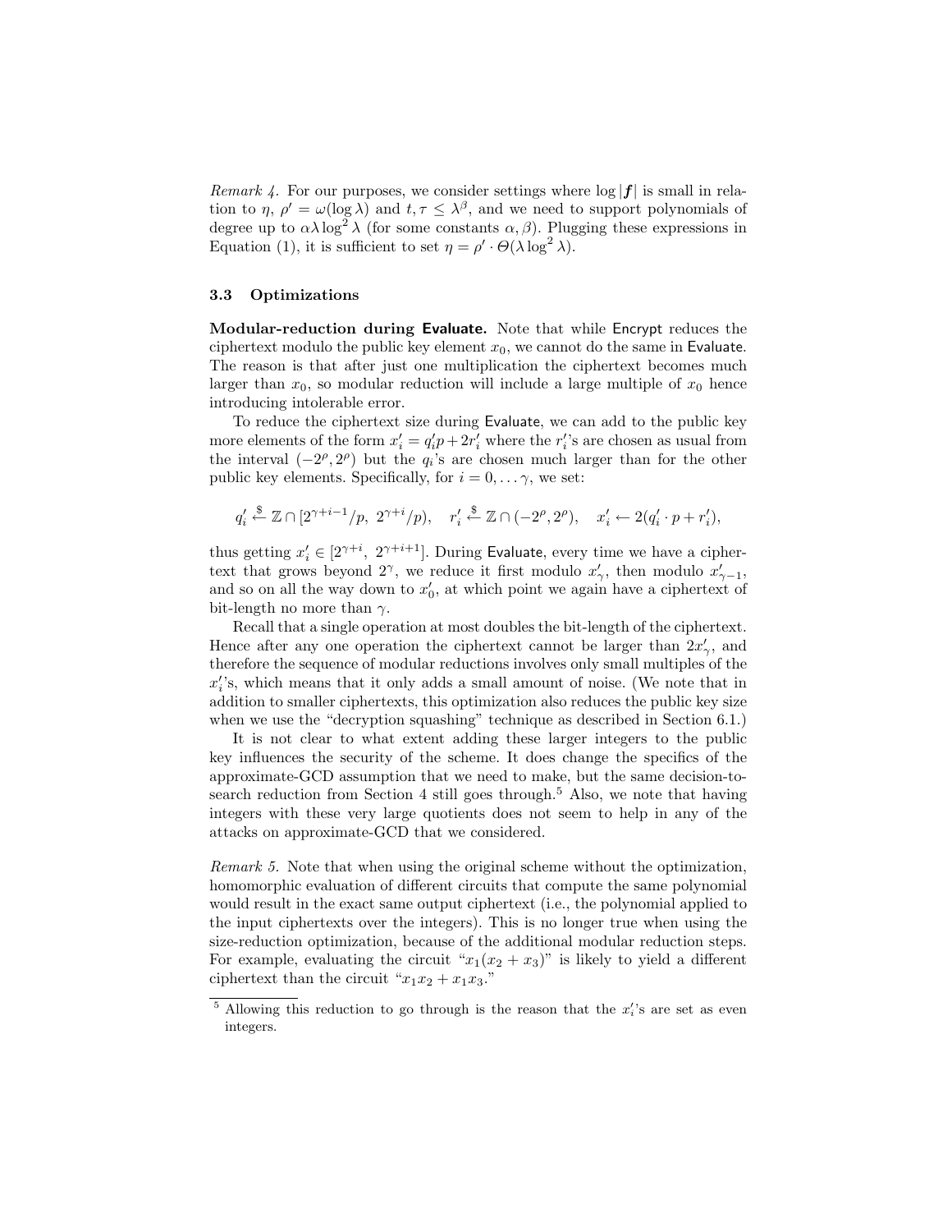*Remark 4.* For our purposes, we consider settings where $\log |\boldsymbol{f}|$ is small in relation to $\eta$, $\rho' = \omega(\log \lambda)$ and $t, \tau \leq \lambda^\beta$, and we need to support polynomials of degree up to $\alpha\lambda \log^2 \lambda$ (for some constants $\alpha, \beta$). Plugging these expressions in Equation (1), it is sufficient to set $\eta = \rho' \cdot \Theta(\lambda \log^2 \lambda)$.

### 3.3 Optimizations

**Modular-reduction during Evaluate.** Note that while Encrypt reduces the ciphertext modulo the public key element $x_0$, we cannot do the same in Evaluate. The reason is that after just one multiplication the ciphertext becomes much larger than $x_0$, so modular reduction will include a large multiple of $x_0$ hence introducing intolerable error.

To reduce the ciphertext size during Evaluate, we can add to the public key more elements of the form $x'_i = q'_i p + 2r'_i$ where the $r'_i$'s are chosen as usual from the interval $(-2^\rho, 2^\rho)$ but the $q_i$'s are chosen much larger than for the other public key elements. Specifically, for $i = 0, \ldots \gamma$, we set:

$$q'_i \stackrel{\$}{\leftarrow} \mathbb{Z} \cap [2^{\gamma+i-1}/p,\ 2^{\gamma+i}/p), \quad r'_i \stackrel{\$}{\leftarrow} \mathbb{Z} \cap (-2^\rho, 2^\rho), \quad x'_i \leftarrow 2(q'_i \cdot p + r'_i),$$

thus getting $x'_i \in [2^{\gamma+i},\ 2^{\gamma+i+1}]$. During Evaluate, every time we have a ciphertext that grows beyond $2^\gamma$, we reduce it first modulo $x'_\gamma$, then modulo $x'_{\gamma-1}$, and so on all the way down to $x'_0$, at which point we again have a ciphertext of bit-length no more than $\gamma$.

Recall that a single operation at most doubles the bit-length of the ciphertext. Hence after any one operation the ciphertext cannot be larger than $2x'_\gamma$, and therefore the sequence of modular reductions involves only small multiples of the $x'_i$'s, which means that it only adds a small amount of noise. (We note that in addition to smaller ciphertexts, this optimization also reduces the public key size when we use the "decryption squashing" technique as described in Section 6.1.)

It is not clear to what extent adding these larger integers to the public key influences the security of the scheme. It does change the specifics of the approximate-GCD assumption that we need to make, but the same decision-to-search reduction from Section 4 still goes through.[5] Also, we note that having integers with these very large quotients does not seem to help in any of the attacks on approximate-GCD that we considered.

*Remark 5.* Note that when using the original scheme without the optimization, homomorphic evaluation of different circuits that compute the same polynomial would result in the exact same output ciphertext (i.e., the polynomial applied to the input ciphertexts over the integers). This is no longer true when using the size-reduction optimization, because of the additional modular reduction steps. For example, evaluating the circuit "$x_1(x_2 + x_3)$" is likely to yield a different ciphertext than the circuit "$x_1x_2 + x_1x_3$."

[5] Allowing this reduction to go through is the reason that the $x'_i$'s are set as even integers.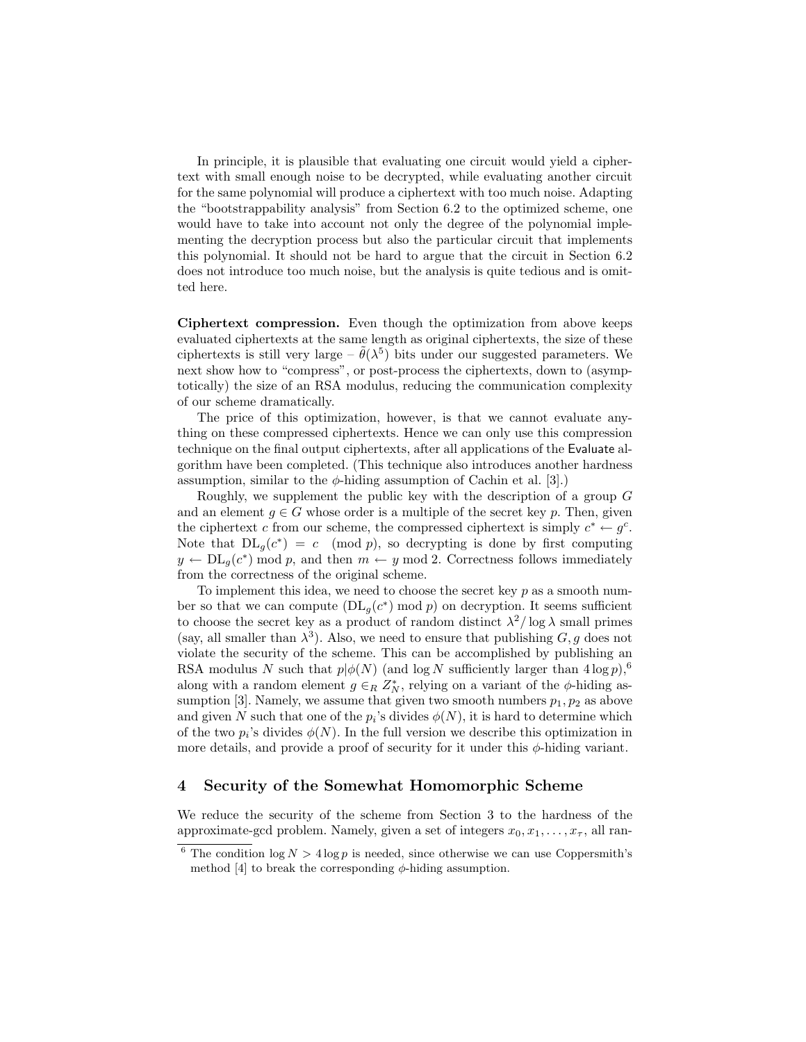In principle, it is plausible that evaluating one circuit would yield a ciphertext with small enough noise to be decrypted, while evaluating another circuit for the same polynomial will produce a ciphertext with too much noise. Adapting the "bootstrappability analysis" from Section 6.2 to the optimized scheme, one would have to take into account not only the degree of the polynomial implementing the decryption process but also the particular circuit that implements this polynomial. It should not be hard to argue that the circuit in Section 6.2 does not introduce too much noise, but the analysis is quite tedious and is omitted here.

**Ciphertext compression.** Even though the optimization from above keeps evaluated ciphertexts at the same length as original ciphertexts, the size of these ciphertexts is still very large – $\tilde{\theta}(\lambda^5)$ bits under our suggested parameters. We next show how to "compress", or post-process the ciphertexts, down to (asymptotically) the size of an RSA modulus, reducing the communication complexity of our scheme dramatically.

The price of this optimization, however, is that we cannot evaluate anything on these compressed ciphertexts. Hence we can only use this compression technique on the final output ciphertexts, after all applications of the Evaluate algorithm have been completed. (This technique also introduces another hardness assumption, similar to the $\phi$-hiding assumption of Cachin et al. [3].)

Roughly, we supplement the public key with the description of a group $G$ and an element $g \in G$ whose order is a multiple of the secret key $p$. Then, given the ciphertext $c$ from our scheme, the compressed ciphertext is simply $c^* \leftarrow g^c$. Note that $\mathrm{DL}_g(c^*) = c \pmod{p}$, so decrypting is done by first computing $y \leftarrow \mathrm{DL}_g(c^*) \bmod p$, and then $m \leftarrow y \bmod 2$. Correctness follows immediately from the correctness of the original scheme.

To implement this idea, we need to choose the secret key $p$ as a smooth number so that we can compute $(\mathrm{DL}_g(c^*) \bmod p)$ on decryption. It seems sufficient to choose the secret key as a product of random distinct $\lambda^2/\log\lambda$ small primes (say, all smaller than $\lambda^3$). Also, we need to ensure that publishing $G, g$ does not violate the security of the scheme. This can be accomplished by publishing an RSA modulus $N$ such that $p|\phi(N)$ (and $\log N$ sufficiently larger than $4\log p$),[6] along with a random element $g \in_R Z_N^*$, relying on a variant of the $\phi$-hiding assumption [3]. Namely, we assume that given two smooth numbers $p_1, p_2$ as above and given $N$ such that one of the $p_i$'s divides $\phi(N)$, it is hard to determine which of the two $p_i$'s divides $\phi(N)$. In the full version we describe this optimization in more details, and provide a proof of security for it under this $\phi$-hiding variant.

## 4 Security of the Somewhat Homomorphic Scheme

We reduce the security of the scheme from Section 3 to the hardness of the approximate-gcd problem. Namely, given a set of integers $x_0, x_1, \ldots, x_\tau$, all ran-

[6] The condition $\log N > 4\log p$ is needed, since otherwise we can use Coppersmith's method [4] to break the corresponding $\phi$-hiding assumption.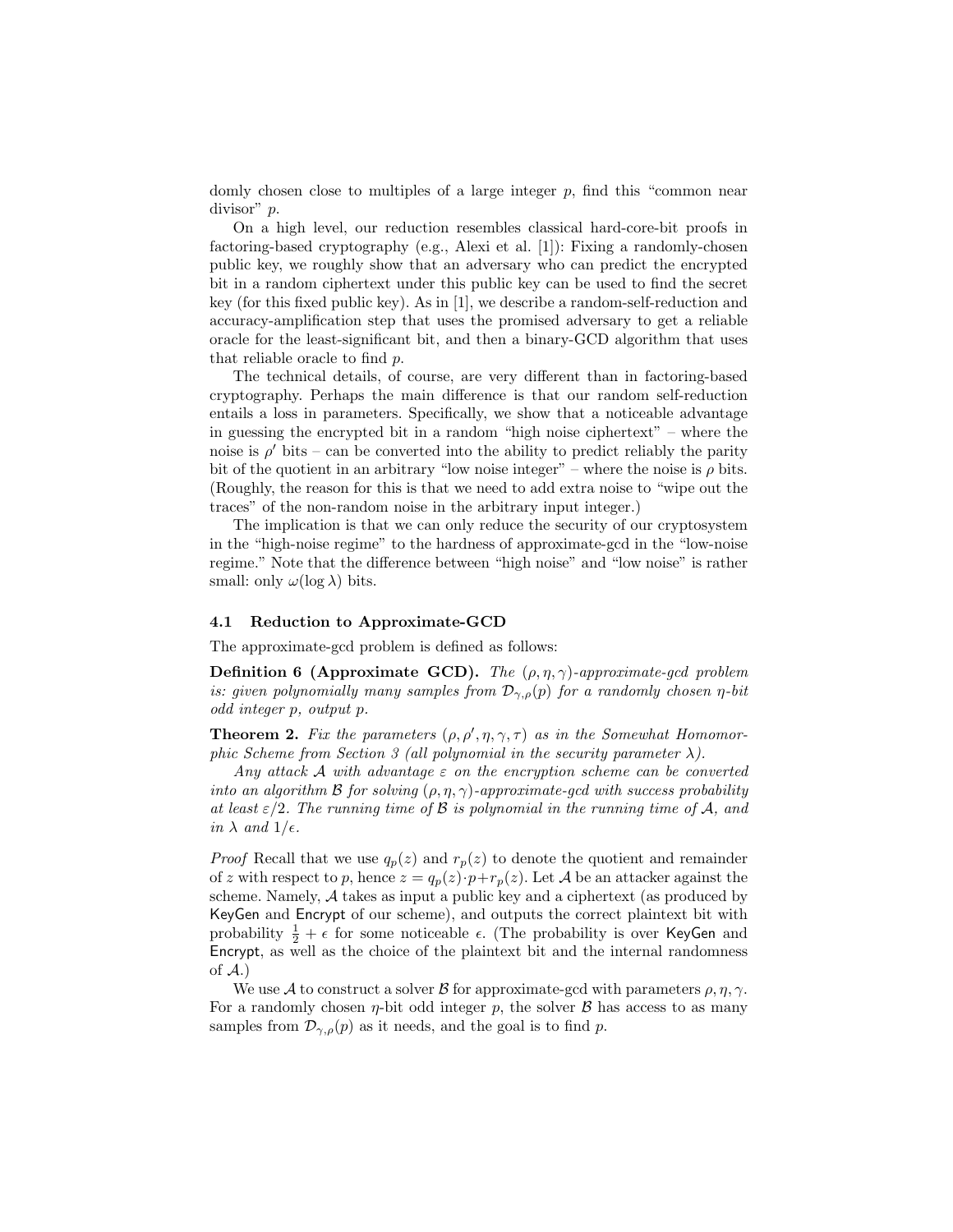domly chosen close to multiples of a large integer $p$, find this "common near divisor" $p$.

On a high level, our reduction resembles classical hard-core-bit proofs in factoring-based cryptography (e.g., Alexi et al. [1]): Fixing a randomly-chosen public key, we roughly show that an adversary who can predict the encrypted bit in a random ciphertext under this public key can be used to find the secret key (for this fixed public key). As in [1], we describe a random-self-reduction and accuracy-amplification step that uses the promised adversary to get a reliable oracle for the least-significant bit, and then a binary-GCD algorithm that uses that reliable oracle to find $p$.

The technical details, of course, are very different than in factoring-based cryptography. Perhaps the main difference is that our random self-reduction entails a loss in parameters. Specifically, we show that a noticeable advantage in guessing the encrypted bit in a random "high noise ciphertext" – where the noise is $\rho'$ bits – can be converted into the ability to predict reliably the parity bit of the quotient in an arbitrary "low noise integer" – where the noise is $\rho$ bits. (Roughly, the reason for this is that we need to add extra noise to "wipe out the traces" of the non-random noise in the arbitrary input integer.)

The implication is that we can only reduce the security of our cryptosystem in the "high-noise regime" to the hardness of approximate-gcd in the "low-noise regime." Note that the difference between "high noise" and "low noise" is rather small: only $\omega(\log \lambda)$ bits.

### 4.1 Reduction to Approximate-GCD

The approximate-gcd problem is defined as follows:

**Definition 6 (Approximate GCD).** *The $(\rho, \eta, \gamma)$-approximate-gcd problem is: given polynomially many samples from $\mathcal{D}_{\gamma,\rho}(p)$ for a randomly chosen $\eta$-bit odd integer $p$, output $p$.*

**Theorem 2.** *Fix the parameters $(\rho, \rho', \eta, \gamma, \tau)$ as in the Somewhat Homomorphic Scheme from Section 3 (all polynomial in the security parameter $\lambda$).*

*Any attack $\mathcal{A}$ with advantage $\varepsilon$ on the encryption scheme can be converted into an algorithm $\mathcal{B}$ for solving $(\rho, \eta, \gamma)$-approximate-gcd with success probability at least $\varepsilon/2$. The running time of $\mathcal{B}$ is polynomial in the running time of $\mathcal{A}$, and in $\lambda$ and $1/\epsilon$.*

*Proof* Recall that we use $q_p(z)$ and $r_p(z)$ to denote the quotient and remainder of $z$ with respect to $p$, hence $z = q_p(z) \cdot p + r_p(z)$. Let $\mathcal{A}$ be an attacker against the scheme. Namely, $\mathcal{A}$ takes as input a public key and a ciphertext (as produced by KeyGen and Encrypt of our scheme), and outputs the correct plaintext bit with probability $\frac{1}{2} + \epsilon$ for some noticeable $\epsilon$. (The probability is over KeyGen and Encrypt, as well as the choice of the plaintext bit and the internal randomness of $\mathcal{A}$.)

We use $\mathcal{A}$ to construct a solver $\mathcal{B}$ for approximate-gcd with parameters $\rho, \eta, \gamma$. For a randomly chosen $\eta$-bit odd integer $p$, the solver $\mathcal{B}$ has access to as many samples from $\mathcal{D}_{\gamma,\rho}(p)$ as it needs, and the goal is to find $p$.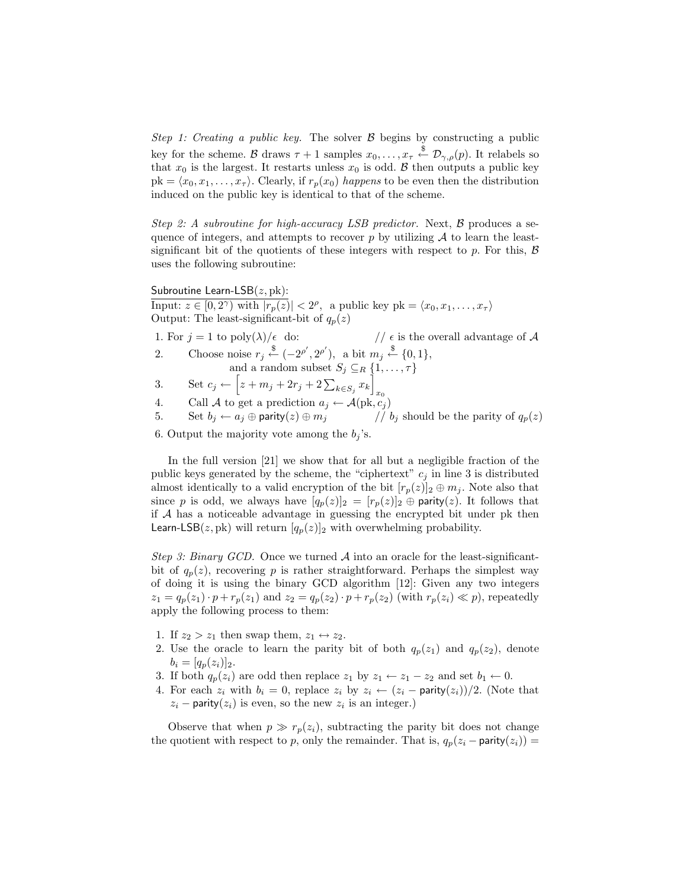*Step 1: Creating a public key.* The solver $\mathcal{B}$ begins by constructing a public key for the scheme. $\mathcal{B}$ draws $\tau + 1$ samples $x_0, \ldots, x_\tau \xleftarrow{\$} \mathcal{D}_{\gamma,\rho}(p)$. It relabels so that $x_0$ is the largest. It restarts unless $x_0$ is odd. $\mathcal{B}$ then outputs a public key $\text{pk} = \langle x_0, x_1, \ldots, x_\tau \rangle$. Clearly, if $r_p(x_0)$ *happens* to be even then the distribution induced on the public key is identical to that of the scheme.

*Step 2: A subroutine for high-accuracy LSB predictor.* Next, $\mathcal{B}$ produces a sequence of integers, and attempts to recover $p$ by utilizing $\mathcal{A}$ to learn the least-significant bit of the quotients of these integers with respect to $p$. For this, $\mathcal{B}$ uses the following subroutine:

<u>Subroutine Learn-LSB$(z, \text{pk})$:</u>
Input: $z \in [0, 2^\gamma)$ with $|r_p(z)| < 2^\rho$, a public key $\text{pk} = \langle x_0, x_1, \ldots, x_\tau \rangle$
Output: The least-significant-bit of $q_p(z)$

1. For $j = 1$ to $\text{poly}(\lambda)/\epsilon$ do: // $\epsilon$ is the overall advantage of $\mathcal{A}$
2. Choose noise $r_j \xleftarrow{\$} (-2^{\rho'}, 2^{\rho'})$, a bit $m_j \xleftarrow{\$} \{0, 1\}$, and a random subset $S_j \subseteq_R \{1, \ldots, \tau\}$
3. Set $c_j \leftarrow \left[ z + m_j + 2r_j + 2\sum_{k \in S_j} x_k \right]_{x_0}$
4. Call $\mathcal{A}$ to get a prediction $a_j \leftarrow \mathcal{A}(\text{pk}, c_j)$
5. Set $b_j \leftarrow a_j \oplus \mathsf{parity}(z) \oplus m_j$ // $b_j$ should be the parity of $q_p(z)$
6. Output the majority vote among the $b_j$'s.

In the full version [21] we show that for all but a negligible fraction of the public keys generated by the scheme, the "ciphertext" $c_j$ in line 3 is distributed almost identically to a valid encryption of the bit $[r_p(z)]_2 \oplus m_j$. Note also that since $p$ is odd, we always have $[q_p(z)]_2 = [r_p(z)]_2 \oplus \mathsf{parity}(z)$. It follows that if $\mathcal{A}$ has a noticeable advantage in guessing the encrypted bit under pk then Learn-LSB$(z, \text{pk})$ will return $[q_p(z)]_2$ with overwhelming probability.

*Step 3: Binary GCD.* Once we turned $\mathcal{A}$ into an oracle for the least-significant-bit of $q_p(z)$, recovering $p$ is rather straightforward. Perhaps the simplest way of doing it is using the binary GCD algorithm [12]: Given any two integers $z_1 = q_p(z_1) \cdot p + r_p(z_1)$ and $z_2 = q_p(z_2) \cdot p + r_p(z_2)$ (with $r_p(z_i) \ll p$), repeatedly apply the following process to them:

1. If $z_2 > z_1$ then swap them, $z_1 \leftrightarrow z_2$.
2. Use the oracle to learn the parity bit of both $q_p(z_1)$ and $q_p(z_2)$, denote $b_i = [q_p(z_i)]_2$.
3. If both $q_p(z_i)$ are odd then replace $z_1$ by $z_1 \leftarrow z_1 - z_2$ and set $b_1 \leftarrow 0$.
4. For each $z_i$ with $b_i = 0$, replace $z_i$ by $z_i \leftarrow (z_i - \mathsf{parity}(z_i))/2$. (Note that $z_i - \mathsf{parity}(z_i)$ is even, so the new $z_i$ is an integer.)

Observe that when $p \gg r_p(z_i)$, subtracting the parity bit does not change the quotient with respect to $p$, only the remainder. That is, $q_p(z_i - \mathsf{parity}(z_i)) =$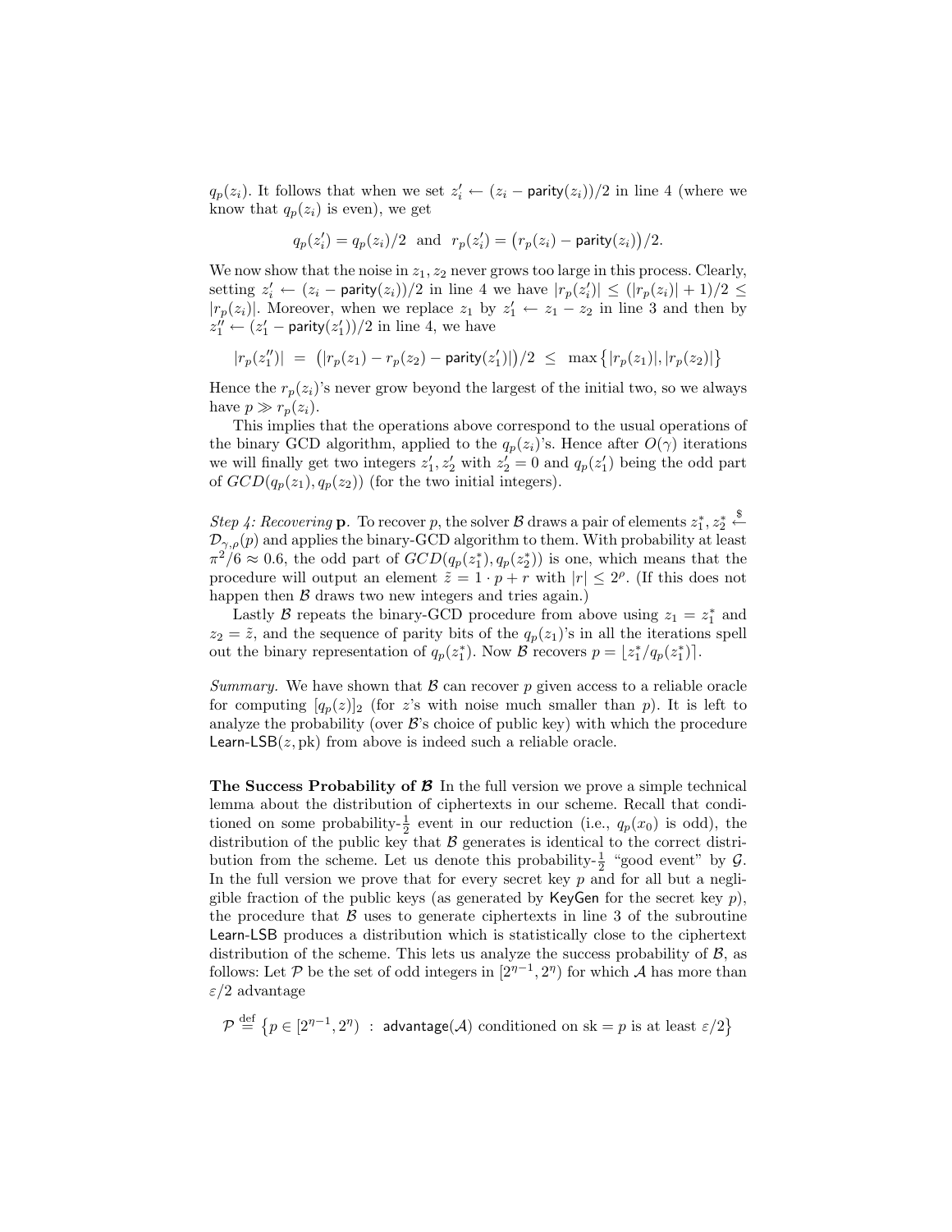$q_p(z_i)$. It follows that when we set $z'_i \leftarrow (z_i - \mathsf{parity}(z_i))/2$ in line 4 (where we know that $q_p(z_i)$ is even), we get

$$q_p(z'_i) = q_p(z_i)/2 \;\text{ and }\; r_p(z'_i) = \big(r_p(z_i) - \mathsf{parity}(z_i)\big)/2.$$

We now show that the noise in $z_1, z_2$ never grows too large in this process. Clearly, setting $z'_i \leftarrow (z_i - \mathsf{parity}(z_i))/2$ in line 4 we have $|r_p(z'_i)| \le (|r_p(z_i)| + 1)/2 \le |r_p(z_i)|$. Moreover, when we replace $z_1$ by $z'_1 \leftarrow z_1 - z_2$ in line 3 and then by $z''_1 \leftarrow (z'_1 - \mathsf{parity}(z'_1))/2$ in line 4, we have

$$|r_p(z''_1)| \;=\; \big(|r_p(z_1) - r_p(z_2) - \mathsf{parity}(z'_1)|\big)/2 \;\le\; \max\big\{|r_p(z_1)|, |r_p(z_2)|\big\}$$

Hence the $r_p(z_i)$'s never grow beyond the largest of the initial two, so we always have $p \gg r_p(z_i)$.

This implies that the operations above correspond to the usual operations of the binary GCD algorithm, applied to the $q_p(z_i)$'s. Hence after $O(\gamma)$ iterations we will finally get two integers $z'_1, z'_2$ with $z'_2 = 0$ and $q_p(z'_1)$ being the odd part of $GCD(q_p(z_1), q_p(z_2))$ (for the two initial integers).

*Step 4: Recovering* **p**. To recover $p$, the solver $\mathcal{B}$ draws a pair of elements $z^*_1, z^*_2 \xleftarrow{\$} \mathcal{D}_{\gamma,\rho}(p)$ and applies the binary-GCD algorithm to them. With probability at least $\pi^2/6 \approx 0.6$, the odd part of $GCD(q_p(z^*_1), q_p(z^*_2))$ is one, which means that the procedure will output an element $\tilde{z} = 1 \cdot p + r$ with $|r| \le 2^\rho$. (If this does not happen then $\mathcal{B}$ draws two new integers and tries again.)

Lastly $\mathcal{B}$ repeats the binary-GCD procedure from above using $z_1 = z^*_1$ and $z_2 = \tilde{z}$, and the sequence of parity bits of the $q_p(z_1)$'s in all the iterations spell out the binary representation of $q_p(z^*_1)$. Now $\mathcal{B}$ recovers $p = \lfloor z^*_1 / q_p(z^*_1) \rceil$.

*Summary.* We have shown that $\mathcal{B}$ can recover $p$ given access to a reliable oracle for computing $[q_p(z)]_2$ (for $z$'s with noise much smaller than $p$). It is left to analyze the probability (over $\mathcal{B}$'s choice of public key) with which the procedure $\mathsf{Learn\text{-}LSB}(z, \mathrm{pk})$ from above is indeed such a reliable oracle.

**The Success Probability of $\mathcal{B}$** In the full version we prove a simple technical lemma about the distribution of ciphertexts in our scheme. Recall that conditioned on some probability-$\frac{1}{2}$ event in our reduction (i.e., $q_p(x_0)$ is odd), the distribution of the public key that $\mathcal{B}$ generates is identical to the correct distribution from the scheme. Let us denote this probability-$\frac{1}{2}$ "good event" by $\mathcal{G}$. In the full version we prove that for every secret key $p$ and for all but a negligible fraction of the public keys (as generated by $\mathsf{KeyGen}$ for the secret key $p$), the procedure that $\mathcal{B}$ uses to generate ciphertexts in line 3 of the subroutine $\mathsf{Learn\text{-}LSB}$ produces a distribution which is statistically close to the ciphertext distribution of the scheme. This lets us analyze the success probability of $\mathcal{B}$, as follows: Let $\mathcal{P}$ be the set of odd integers in $[2^{\eta-1}, 2^\eta)$ for which $\mathcal{A}$ has more than $\varepsilon/2$ advantage

$$\mathcal{P} \stackrel{\text{def}}{=} \big\{p \in [2^{\eta-1}, 2^\eta) \;:\; \mathsf{advantage}(\mathcal{A}) \text{ conditioned on sk} = p \text{ is at least } \varepsilon/2\big\}$$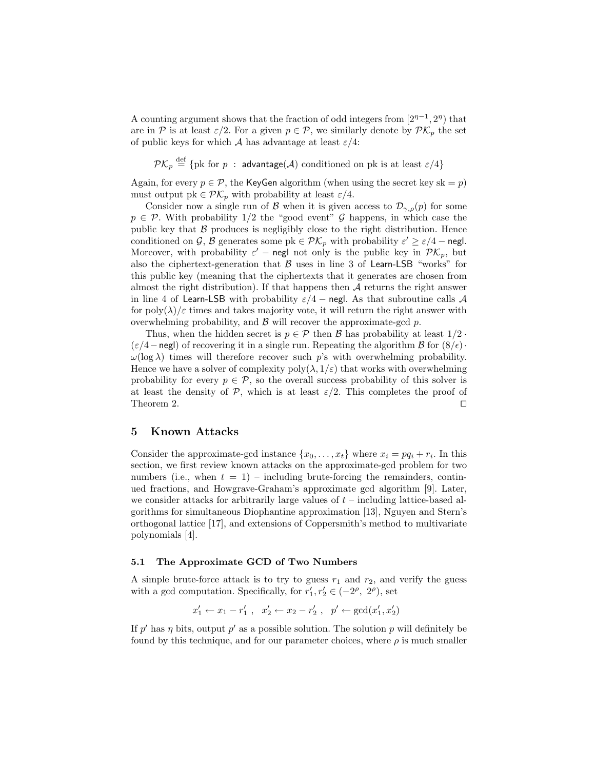A counting argument shows that the fraction of odd integers from $[2^{\eta-1}, 2^\eta)$ that are in $\mathcal{P}$ is at least $\varepsilon/2$. For a given $p \in \mathcal{P}$, we similarly denote by $\mathcal{PK}_p$ the set of public keys for which $\mathcal{A}$ has advantage at least $\varepsilon/4$:

$$\mathcal{PK}_p \stackrel{\text{def}}{=} \{\text{pk for } p \ : \ \mathsf{advantage}(\mathcal{A}) \text{ conditioned on pk is at least } \varepsilon/4\}$$

Again, for every $p \in \mathcal{P}$, the KeyGen algorithm (when using the secret key $\text{sk} = p$) must output $\text{pk} \in \mathcal{PK}_p$ with probability at least $\varepsilon/4$.

Consider now a single run of $\mathcal{B}$ when it is given access to $\mathcal{D}_{\gamma,\rho}(p)$ for some $p \in \mathcal{P}$. With probability 1/2 the "good event" $\mathcal{G}$ happens, in which case the public key that $\mathcal{B}$ produces is negligibly close to the right distribution. Hence conditioned on $\mathcal{G}$, $\mathcal{B}$ generates some $\text{pk} \in \mathcal{PK}_p$ with probability $\varepsilon' \geq \varepsilon/4 - \mathsf{negl}$. Moreover, with probability $\varepsilon' - \mathsf{negl}$ not only is the public key in $\mathcal{PK}_p$, but also the ciphertext-generation that $\mathcal{B}$ uses in line 3 of Learn-LSB "works" for this public key (meaning that the ciphertexts that it generates are chosen from almost the right distribution). If that happens then $\mathcal{A}$ returns the right answer in line 4 of Learn-LSB with probability $\varepsilon/4 - \mathsf{negl}$. As that subroutine calls $\mathcal{A}$ for $\text{poly}(\lambda)/\varepsilon$ times and takes majority vote, it will return the right answer with overwhelming probability, and $\mathcal{B}$ will recover the approximate-gcd $p$.

Thus, when the hidden secret is $p \in \mathcal{P}$ then $\mathcal{B}$ has probability at least $1/2 \cdot (\varepsilon/4 - \mathsf{negl})$ of recovering it in a single run. Repeating the algorithm $\mathcal{B}$ for $(8/\epsilon) \cdot \omega(\log \lambda)$ times will therefore recover such $p$'s with overwhelming probability. Hence we have a solver of complexity $\text{poly}(\lambda, 1/\varepsilon)$ that works with overwhelming probability for every $p \in \mathcal{P}$, so the overall success probability of this solver is at least the density of $\mathcal{P}$, which is at least $\varepsilon/2$. This completes the proof of Theorem 2. □

## 5 Known Attacks

Consider the approximate-gcd instance $\{x_0, \ldots, x_t\}$ where $x_i = pq_i + r_i$. In this section, we first review known attacks on the approximate-gcd problem for two numbers (i.e., when $t = 1$) – including brute-forcing the remainders, continued fractions, and Howgrave-Graham's approximate gcd algorithm [9]. Later, we consider attacks for arbitrarily large values of $t$ – including lattice-based algorithms for simultaneous Diophantine approximation [13], Nguyen and Stern's orthogonal lattice [17], and extensions of Coppersmith's method to multivariate polynomials [4].

### 5.1 The Approximate GCD of Two Numbers

A simple brute-force attack is to try to guess $r_1$ and $r_2$, and verify the guess with a gcd computation. Specifically, for $r'_1, r'_2 \in (-2^\rho, \ 2^\rho)$, set

$$x'_1 \leftarrow x_1 - r'_1 \ , \quad x'_2 \leftarrow x_2 - r'_2 \ , \quad p' \leftarrow \gcd(x'_1, x'_2)$$

If $p'$ has $\eta$ bits, output $p'$ as a possible solution. The solution $p$ will definitely be found by this technique, and for our parameter choices, where $\rho$ is much smaller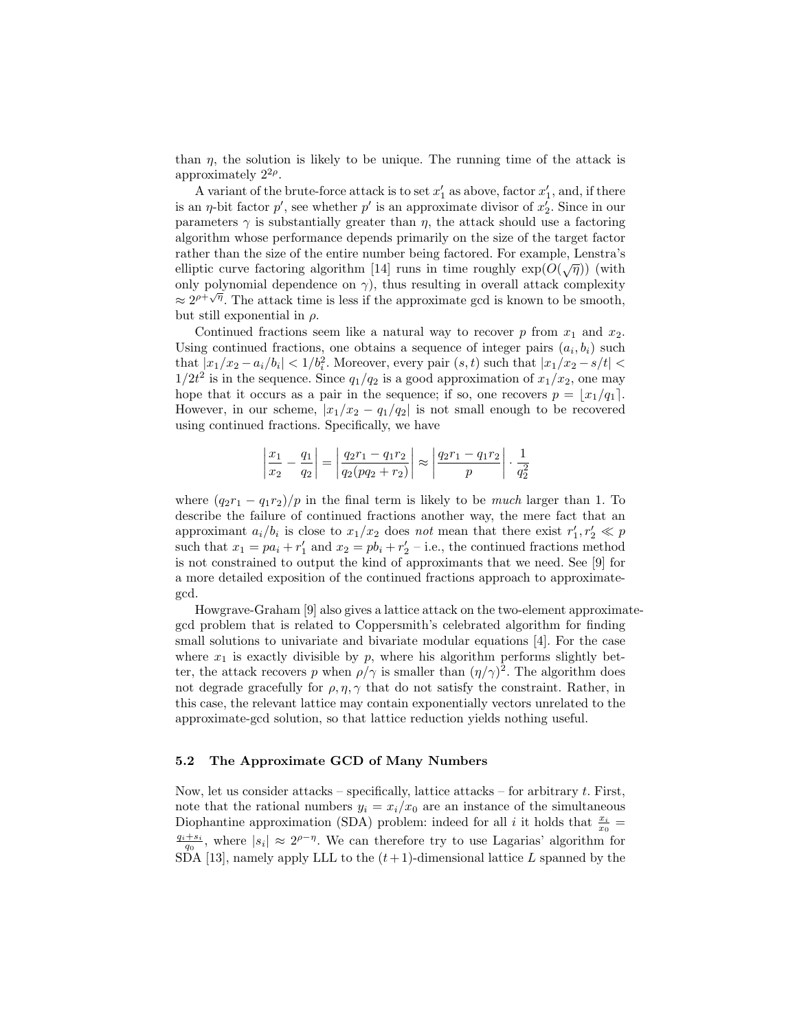than $\eta$, the solution is likely to be unique. The running time of the attack is approximately $2^{2\rho}$.

A variant of the brute-force attack is to set $x_1'$ as above, factor $x_1'$, and, if there is an $\eta$-bit factor $p'$, see whether $p'$ is an approximate divisor of $x_2'$. Since in our parameters $\gamma$ is substantially greater than $\eta$, the attack should use a factoring algorithm whose performance depends primarily on the size of the target factor rather than the size of the entire number being factored. For example, Lenstra's elliptic curve factoring algorithm [14] runs in time roughly $\exp(O(\sqrt{\eta}))$ (with only polynomial dependence on $\gamma$), thus resulting in overall attack complexity $\approx 2^{\rho+\sqrt{\eta}}$. The attack time is less if the approximate gcd is known to be smooth, but still exponential in $\rho$.

Continued fractions seem like a natural way to recover $p$ from $x_1$ and $x_2$. Using continued fractions, one obtains a sequence of integer pairs $(a_i, b_i)$ such that $|x_1/x_2 - a_i/b_i| < 1/b_i^2$. Moreover, every pair $(s,t)$ such that $|x_1/x_2 - s/t| < 1/2t^2$ is in the sequence. Since $q_1/q_2$ is a good approximation of $x_1/x_2$, one may hope that it occurs as a pair in the sequence; if so, one recovers $p = \lfloor x_1/q_1 \rceil$. However, in our scheme, $|x_1/x_2 - q_1/q_2|$ is not small enough to be recovered using continued fractions. Specifically, we have

$$\left|\frac{x_1}{x_2} - \frac{q_1}{q_2}\right| = \left|\frac{q_2 r_1 - q_1 r_2}{q_2(pq_2 + r_2)}\right| \approx \left|\frac{q_2 r_1 - q_1 r_2}{p}\right| \cdot \frac{1}{q_2^2}$$

where $(q_2 r_1 - q_1 r_2)/p$ in the final term is likely to be *much* larger than 1. To describe the failure of continued fractions another way, the mere fact that an approximant $a_i/b_i$ is close to $x_1/x_2$ does *not* mean that there exist $r_1', r_2' \ll p$ such that $x_1 = pa_i + r_1'$ and $x_2 = pb_i + r_2'$ – i.e., the continued fractions method is not constrained to output the kind of approximants that we need. See [9] for a more detailed exposition of the continued fractions approach to approximate-gcd.

Howgrave-Graham [9] also gives a lattice attack on the two-element approximate-gcd problem that is related to Coppersmith's celebrated algorithm for finding small solutions to univariate and bivariate modular equations [4]. For the case where $x_1$ is exactly divisible by $p$, where his algorithm performs slightly better, the attack recovers $p$ when $\rho/\gamma$ is smaller than $(\eta/\gamma)^2$. The algorithm does not degrade gracefully for $\rho, \eta, \gamma$ that do not satisfy the constraint. Rather, in this case, the relevant lattice may contain exponentially vectors unrelated to the approximate-gcd solution, so that lattice reduction yields nothing useful.

### 5.2 The Approximate GCD of Many Numbers

Now, let us consider attacks – specifically, lattice attacks – for arbitrary $t$. First, note that the rational numbers $y_i = x_i/x_0$ are an instance of the simultaneous Diophantine approximation (SDA) problem: indeed for all $i$ it holds that $\frac{x_i}{x_0} = \frac{q_i + s_i}{q_0}$, where $|s_i| \approx 2^{\rho-\eta}$. We can therefore try to use Lagarias' algorithm for SDA [13], namely apply LLL to the $(t+1)$-dimensional lattice $L$ spanned by the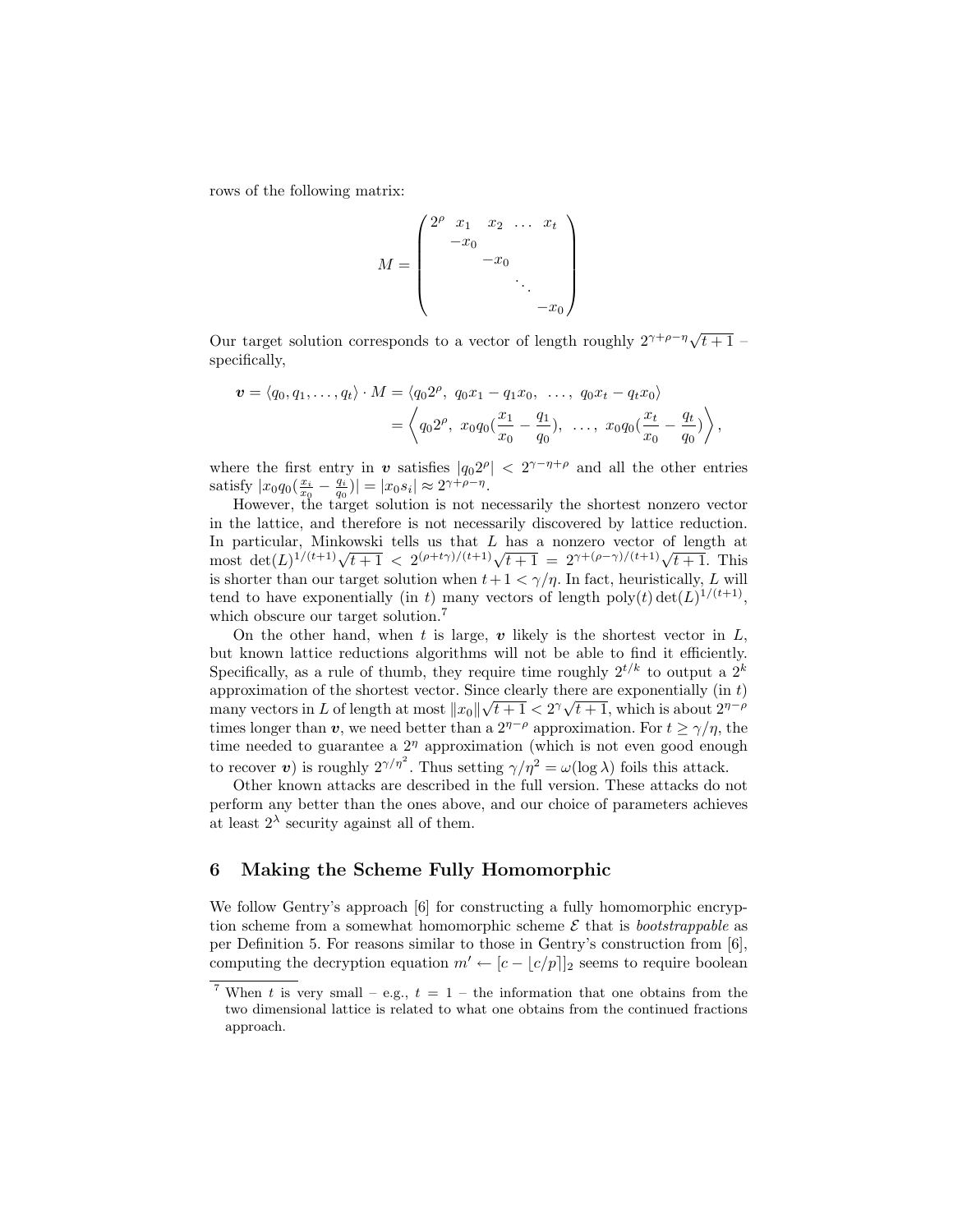rows of the following matrix:

$$M = \begin{pmatrix} 2^{\rho} & x_1 & x_2 & \dots & x_t \\ & -x_0 & & & \\ & & -x_0 & & \\ & & & \ddots & \\ & & & & -x_0 \end{pmatrix}$$

Our target solution corresponds to a vector of length roughly $2^{\gamma+\rho-\eta}\sqrt{t+1}$ – specifically,

$$\begin{aligned} \boldsymbol{v} = \langle q_0, q_1, \dots, q_t \rangle \cdot M &= \langle q_0 2^{\rho},\ q_0 x_1 - q_1 x_0,\ \dots,\ q_0 x_t - q_t x_0 \rangle \\ &= \left\langle q_0 2^{\rho},\ x_0 q_0 (\frac{x_1}{x_0} - \frac{q_1}{q_0}),\ \dots,\ x_0 q_0 (\frac{x_t}{x_0} - \frac{q_t}{q_0}) \right\rangle, \end{aligned}$$

where the first entry in $\boldsymbol{v}$ satisfies $|q_0 2^{\rho}| < 2^{\gamma-\eta+\rho}$ and all the other entries satisfy $|x_0 q_0 (\frac{x_i}{x_0} - \frac{q_i}{q_0})| = |x_0 s_i| \approx 2^{\gamma+\rho-\eta}$.

However, the target solution is not necessarily the shortest nonzero vector in the lattice, and therefore is not necessarily discovered by lattice reduction. In particular, Minkowski tells us that $L$ has a nonzero vector of length at most $\det(L)^{1/(t+1)}\sqrt{t+1} < 2^{(\rho+t\gamma)/(t+1)}\sqrt{t+1} = 2^{\gamma+(\rho-\gamma)/(t+1)}\sqrt{t+1}$. This is shorter than our target solution when $t+1 < \gamma/\eta$. In fact, heuristically, $L$ will tend to have exponentially (in $t$) many vectors of length $\text{poly}(t)\det(L)^{1/(t+1)}$, which obscure our target solution.[7]

On the other hand, when $t$ is large, $\boldsymbol{v}$ likely is the shortest vector in $L$, but known lattice reductions algorithms will not be able to find it efficiently. Specifically, as a rule of thumb, they require time roughly $2^{t/k}$ to output a $2^k$ approximation of the shortest vector. Since clearly there are exponentially (in $t$) many vectors in $L$ of length at most $\|x_0\|\sqrt{t+1} < 2^{\gamma}\sqrt{t+1}$, which is about $2^{\eta-\rho}$ times longer than $\boldsymbol{v}$, we need better than a $2^{\eta-\rho}$ approximation. For $t \geq \gamma/\eta$, the time needed to guarantee a $2^{\eta}$ approximation (which is not even good enough to recover $\boldsymbol{v}$) is roughly $2^{\gamma/\eta^2}$. Thus setting $\gamma/\eta^2 = \omega(\log\lambda)$ foils this attack.

Other known attacks are described in the full version. These attacks do not perform any better than the ones above, and our choice of parameters achieves at least $2^{\lambda}$ security against all of them.

## 6 Making the Scheme Fully Homomorphic

We follow Gentry's approach [6] for constructing a fully homomorphic encryption scheme from a somewhat homomorphic scheme $\mathcal{E}$ that is *bootstrappable* as per Definition 5. For reasons similar to those in Gentry's construction from [6], computing the decryption equation $m' \leftarrow [c - \lfloor c/p \rceil]_2$ seems to require boolean

[7] When $t$ is very small – e.g., $t = 1$ – the information that one obtains from the two dimensional lattice is related to what one obtains from the continued fractions approach.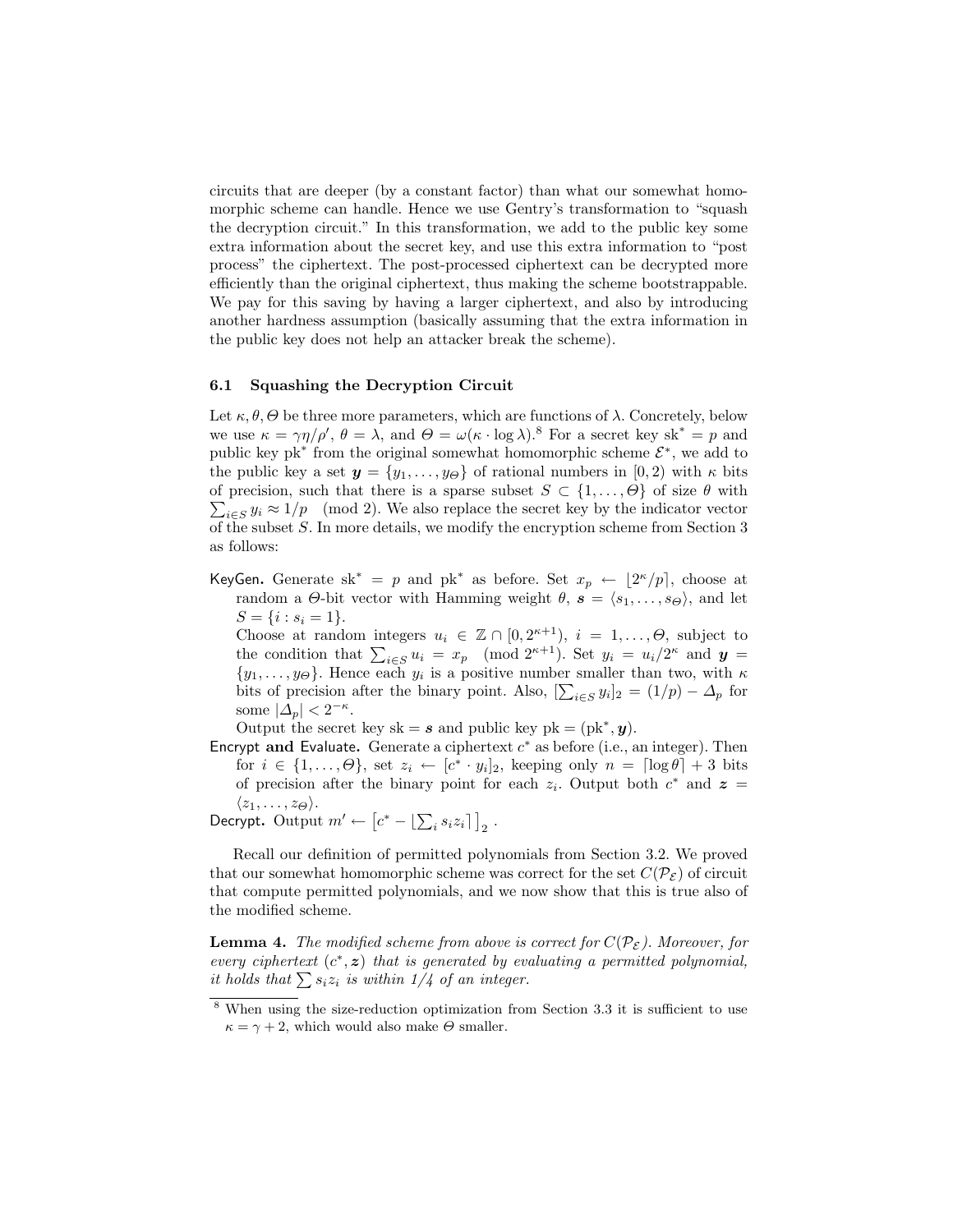circuits that are deeper (by a constant factor) than what our somewhat homomorphic scheme can handle. Hence we use Gentry's transformation to "squash the decryption circuit." In this transformation, we add to the public key some extra information about the secret key, and use this extra information to "post process" the ciphertext. The post-processed ciphertext can be decrypted more efficiently than the original ciphertext, thus making the scheme bootstrappable. We pay for this saving by having a larger ciphertext, and also by introducing another hardness assumption (basically assuming that the extra information in the public key does not help an attacker break the scheme).

### 6.1 Squashing the Decryption Circuit

Let $\kappa, \theta, \Theta$ be three more parameters, which are functions of $\lambda$. Concretely, below we use $\kappa = \gamma\eta/\rho'$, $\theta = \lambda$, and $\Theta = \omega(\kappa \cdot \log \lambda)$.[8] For a secret key $\mathrm{sk}^* = p$ and public key $\mathrm{pk}^*$ from the original somewhat homomorphic scheme $\mathcal{E}^*$, we add to the public key a set $\boldsymbol{y} = \{y_1, \ldots, y_\Theta\}$ of rational numbers in $[0, 2)$ with $\kappa$ bits of precision, such that there is a sparse subset $S \subset \{1, \ldots, \Theta\}$ of size $\theta$ with $\sum_{i \in S} y_i \approx 1/p \pmod 2$. We also replace the secret key by the indicator vector of the subset $S$. In more details, we modify the encryption scheme from Section 3 as follows:

**KeyGen.** Generate $\mathrm{sk}^* = p$ and $\mathrm{pk}^*$ as before. Set $x_p \leftarrow \lfloor 2^\kappa / p \rceil$, choose at random a $\Theta$-bit vector with Hamming weight $\theta$, $\boldsymbol{s} = \langle s_1, \ldots, s_\Theta \rangle$, and let $S = \{i : s_i = 1\}$.
Choose at random integers $u_i \in \mathbb{Z} \cap [0, 2^{\kappa+1})$, $i = 1, \ldots, \Theta$, subject to the condition that $\sum_{i \in S} u_i = x_p \pmod{2^{\kappa+1}}$. Set $y_i = u_i / 2^\kappa$ and $\boldsymbol{y} = \{y_1, \ldots, y_\Theta\}$. Hence each $y_i$ is a positive number smaller than two, with $\kappa$ bits of precision after the binary point. Also, $[\sum_{i \in S} y_i]_2 = (1/p) - \Delta_p$ for some $|\Delta_p| < 2^{-\kappa}$.
Output the secret key $\mathrm{sk} = \boldsymbol{s}$ and public key $\mathrm{pk} = (\mathrm{pk}^*, \boldsymbol{y})$.

**Encrypt and Evaluate.** Generate a ciphertext $c^*$ as before (i.e., an integer). Then for $i \in \{1, \ldots, \Theta\}$, set $z_i \leftarrow [c^* \cdot y_i]_2$, keeping only $n = \lceil \log \theta \rceil + 3$ bits of precision after the binary point for each $z_i$. Output both $c^*$ and $\boldsymbol{z} = \langle z_1, \ldots, z_\Theta \rangle$.

**Decrypt.** Output $m' \leftarrow \left[ c^* - \lfloor \sum_i s_i z_i \rceil \right]_2$.

Recall our definition of permitted polynomials from Section 3.2. We proved that our somewhat homomorphic scheme was correct for the set $C(\mathcal{P}_\mathcal{E})$ of circuit that compute permitted polynomials, and we now show that this is true also of the modified scheme.

**Lemma 4.** *The modified scheme from above is correct for $C(\mathcal{P}_\mathcal{E})$. Moreover, for every ciphertext $(c^*, \boldsymbol{z})$ that is generated by evaluating a permitted polynomial, it holds that $\sum s_i z_i$ is within 1/4 of an integer.*

[8] When using the size-reduction optimization from Section 3.3 it is sufficient to use $\kappa = \gamma + 2$, which would also make $\Theta$ smaller.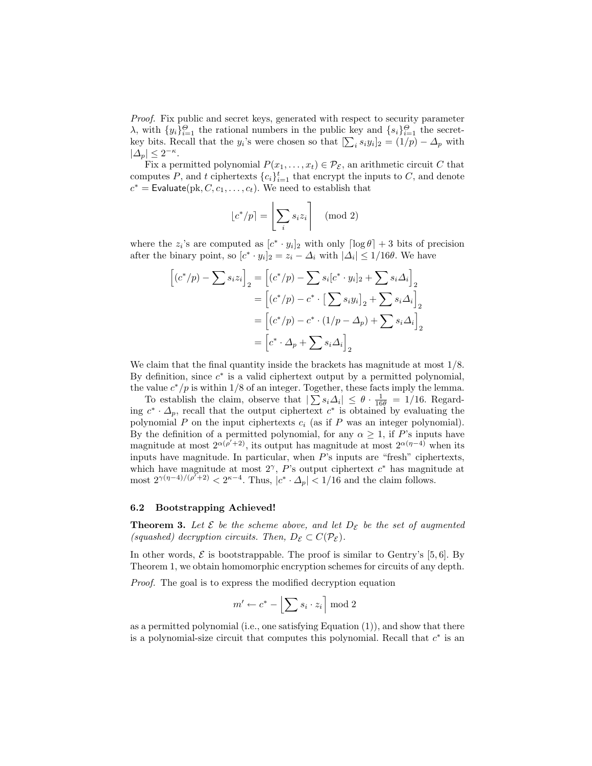*Proof.* Fix public and secret keys, generated with respect to security parameter $\lambda$, with $\{y_i\}_{i=1}^{\Theta}$ the rational numbers in the public key and $\{s_i\}_{i=1}^{\Theta}$ the secret-key bits. Recall that the $y_i$'s were chosen so that $[\sum_i s_i y_i]_2 = (1/p) - \Delta_p$ with $|\Delta_p| \leq 2^{-\kappa}$.

Fix a permitted polynomial $P(x_1, \ldots, x_t) \in \mathcal{P}_{\mathcal{E}}$, an arithmetic circuit $C$ that computes $P$, and $t$ ciphertexts $\{c_i\}_{i=1}^{t}$ that encrypt the inputs to $C$, and denote $c^* = \mathsf{Evaluate}(\mathrm{pk}, C, c_1, \ldots, c_t)$. We need to establish that

$$\lfloor c^*/p \rceil = \left\lfloor \sum_i s_i z_i \right\rceil \pmod 2$$

where the $z_i$'s are computed as $[c^* \cdot y_i]_2$ with only $\lceil \log \theta \rceil + 3$ bits of precision after the binary point, so $[c^* \cdot y_i]_2 = z_i - \Delta_i$ with $|\Delta_i| \leq 1/16\theta$. We have

$$\begin{aligned}
\left[(c^*/p) - \sum s_i z_i\right]_2 &= \left[(c^*/p) - \sum s_i [c^* \cdot y_i]_2 + \sum s_i \Delta_i\right]_2 \\
&= \left[(c^*/p) - c^* \cdot \left[\sum s_i y_i\right]_2 + \sum s_i \Delta_i\right]_2 \\
&= \left[(c^*/p) - c^* \cdot (1/p - \Delta_p) + \sum s_i \Delta_i\right]_2 \\
&= \left[c^* \cdot \Delta_p + \sum s_i \Delta_i\right]_2
\end{aligned}$$

We claim that the final quantity inside the brackets has magnitude at most $1/8$. By definition, since $c^*$ is a valid ciphertext output by a permitted polynomial, the value $c^*/p$ is within $1/8$ of an integer. Together, these facts imply the lemma.

To establish the claim, observe that $|\sum s_i \Delta_i| \leq \theta \cdot \frac{1}{16\theta} = 1/16$. Regarding $c^* \cdot \Delta_p$, recall that the output ciphertext $c^*$ is obtained by evaluating the polynomial $P$ on the input ciphertexts $c_i$ (as if $P$ was an integer polynomial). By the definition of a permitted polynomial, for any $\alpha \geq 1$, if $P$'s inputs have magnitude at most $2^{\alpha(\rho'+2)}$, its output has magnitude at most $2^{\alpha(\eta-4)}$ when its inputs have magnitude. In particular, when $P$'s inputs are "fresh" ciphertexts, which have magnitude at most $2^{\gamma}$, $P$'s output ciphertext $c^*$ has magnitude at most $2^{\gamma(\eta-4)/(\rho'+2)} < 2^{\kappa-4}$. Thus, $|c^* \cdot \Delta_p| < 1/16$ and the claim follows.

### 6.2 Bootstrapping Achieved!

**Theorem 3.** *Let $\mathcal{E}$ be the scheme above, and let $D_{\mathcal{E}}$ be the set of augmented (squashed) decryption circuits. Then, $D_{\mathcal{E}} \subset C(\mathcal{P}_{\mathcal{E}})$.*

In other words, $\mathcal{E}$ is bootstrappable. The proof is similar to Gentry's [5, 6]. By Theorem 1, we obtain homomorphic encryption schemes for circuits of any depth.

*Proof.* The goal is to express the modified decryption equation

$$m' \leftarrow c^* - \left\lfloor \sum s_i \cdot z_i \right\rceil \bmod 2$$

as a permitted polynomial (i.e., one satisfying Equation (1)), and show that there is a polynomial-size circuit that computes this polynomial. Recall that $c^*$ is an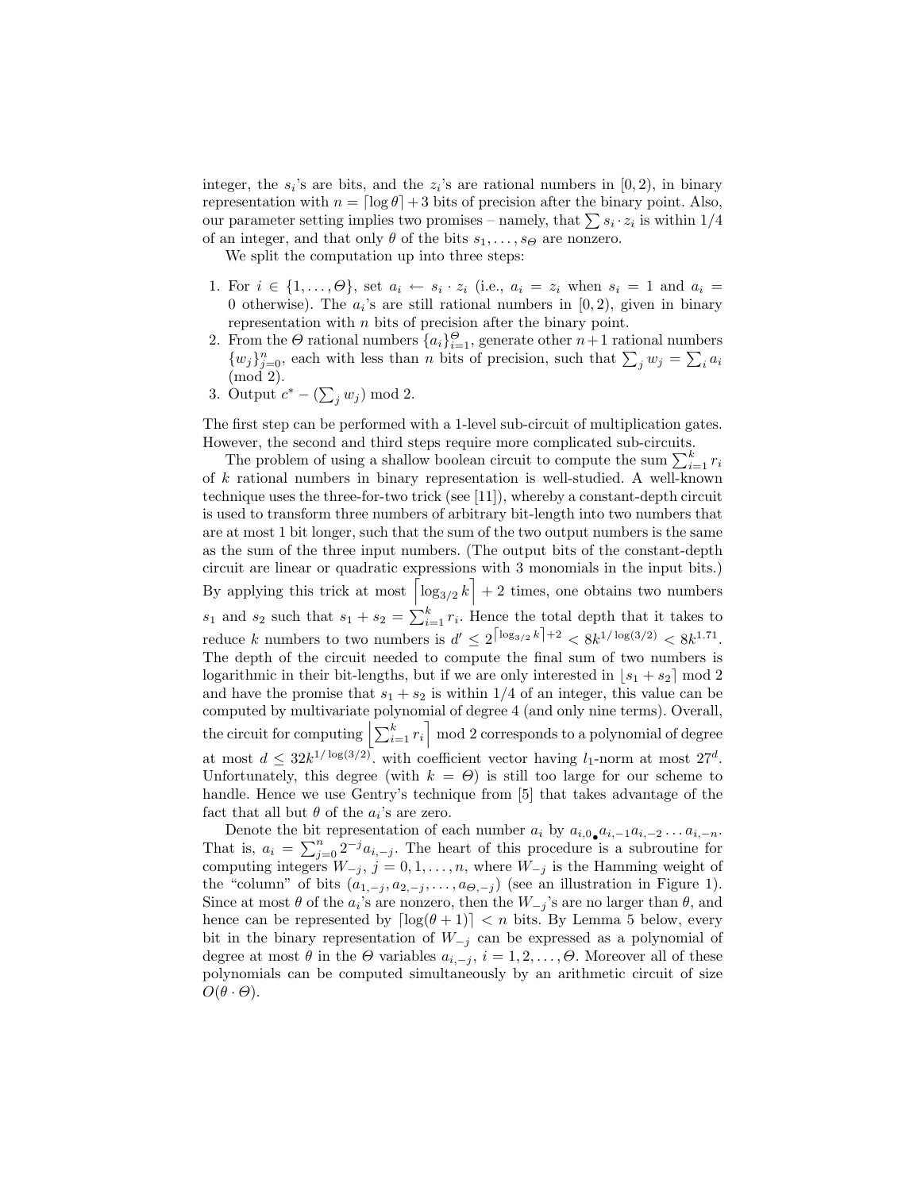integer, the $s_i$'s are bits, and the $z_i$'s are rational numbers in $[0, 2)$, in binary representation with $n = \lceil \log \theta \rceil + 3$ bits of precision after the binary point. Also, our parameter setting implies two promises – namely, that $\sum s_i \cdot z_i$ is within 1/4 of an integer, and that only $\theta$ of the bits $s_1, \ldots, s_\Theta$ are nonzero.

We split the computation up into three steps:

1. For $i \in \{1, \ldots, \Theta\}$, set $a_i \leftarrow s_i \cdot z_i$ (i.e., $a_i = z_i$ when $s_i = 1$ and $a_i = 0$ otherwise). The $a_i$'s are still rational numbers in $[0, 2)$, given in binary representation with $n$ bits of precision after the binary point.
2. From the $\Theta$ rational numbers $\{a_i\}_{i=1}^{\Theta}$, generate other $n+1$ rational numbers $\{w_j\}_{j=0}^{n}$, each with less than $n$ bits of precision, such that $\sum_j w_j = \sum_i a_i \pmod 2$.
3. Output $c^* - (\sum_j w_j) \bmod 2$.

The first step can be performed with a 1-level sub-circuit of multiplication gates. However, the second and third steps require more complicated sub-circuits.

The problem of using a shallow boolean circuit to compute the sum $\sum_{i=1}^{k} r_i$ of $k$ rational numbers in binary representation is well-studied. A well-known technique uses the three-for-two trick (see [11]), whereby a constant-depth circuit is used to transform three numbers of arbitrary bit-length into two numbers that are at most 1 bit longer, such that the sum of the two output numbers is the same as the sum of the three input numbers. (The output bits of the constant-depth circuit are linear or quadratic expressions with 3 monomials in the input bits.) By applying this trick at most $\lceil \log_{3/2} k \rceil + 2$ times, one obtains two numbers $s_1$ and $s_2$ such that $s_1 + s_2 = \sum_{i=1}^{k} r_i$. Hence the total depth that it takes to reduce $k$ numbers to two numbers is $d' \le 2^{\lceil \log_{3/2} k \rceil + 2} < 8k^{1/\log(3/2)} < 8k^{1.71}$. The depth of the circuit needed to compute the final sum of two numbers is logarithmic in their bit-lengths, but if we are only interested in $\lfloor s_1 + s_2 \rceil \bmod 2$ and have the promise that $s_1 + s_2$ is within 1/4 of an integer, this value can be computed by multivariate polynomial of degree 4 (and only nine terms). Overall, the circuit for computing $\left\lfloor \sum_{i=1}^{k} r_i \right\rceil \bmod 2$ corresponds to a polynomial of degree at most $d \le 32k^{1/\log(3/2)}$. with coefficient vector having $l_1$-norm at most $27^d$. Unfortunately, this degree (with $k = \Theta$) is still too large for our scheme to handle. Hence we use Gentry's technique from [5] that takes advantage of the fact that all but $\theta$ of the $a_i$'s are zero.

Denote the bit representation of each number $a_i$ by $a_{i,0} \centerdot a_{i,-1} a_{i,-2} \ldots a_{i,-n}$. That is, $a_i = \sum_{j=0}^{n} 2^{-j} a_{i,-j}$. The heart of this procedure is a subroutine for computing integers $W_{-j}$, $j = 0, 1, \ldots, n$, where $W_{-j}$ is the Hamming weight of the "column" of bits $(a_{1,-j}, a_{2,-j}, \ldots, a_{\Theta,-j})$ (see an illustration in Figure 1). Since at most $\theta$ of the $a_i$'s are nonzero, then the $W_{-j}$'s are no larger than $\theta$, and hence can be represented by $\lceil \log(\theta + 1) \rceil < n$ bits. By Lemma 5 below, every bit in the binary representation of $W_{-j}$ can be expressed as a polynomial of degree at most $\theta$ in the $\Theta$ variables $a_{i,-j}$, $i = 1, 2, \ldots, \Theta$. Moreover all of these polynomials can be computed simultaneously by an arithmetic circuit of size $O(\theta \cdot \Theta)$.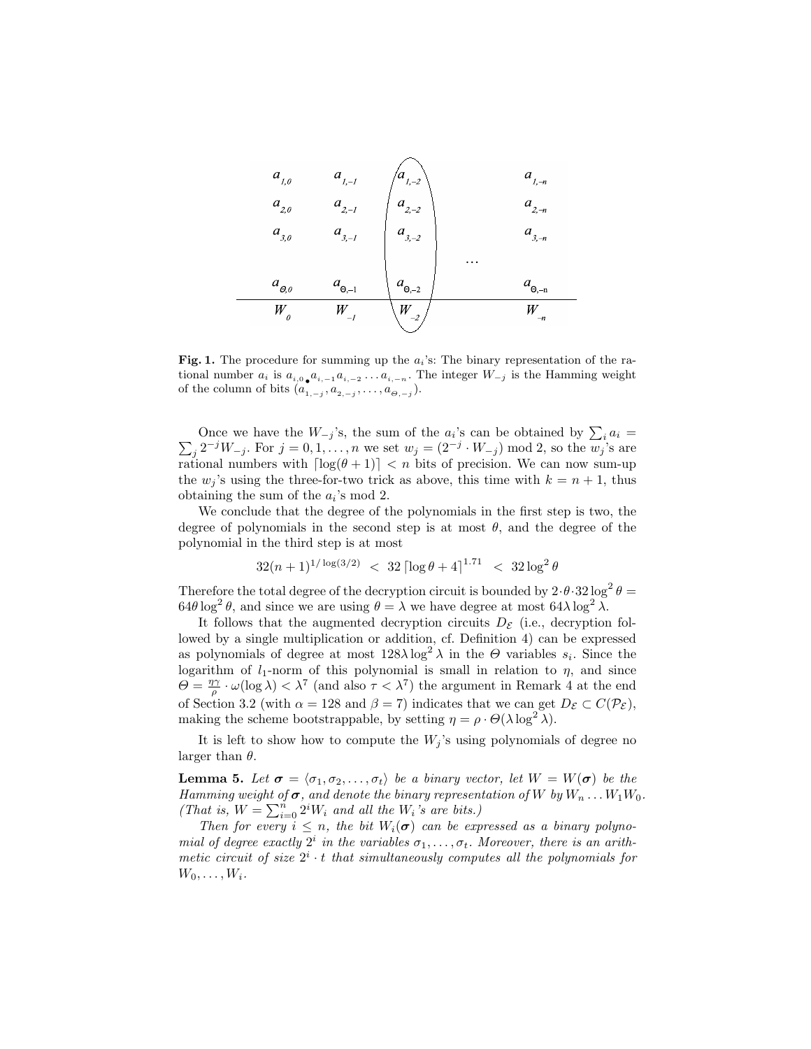| | | | | |
|---|---|---|---|---|
| $a_{1,0}$ | $a_{1,-1}$ | $a_{1,-2}$ | | $a_{1,-n}$ |
| $a_{2,0}$ | $a_{2,-1}$ | $a_{2,-2}$ | | $a_{2,-n}$ |
| $a_{3,0}$ | $a_{3,-1}$ | $a_{3,-2}$ | | $a_{3,-n}$ |
| | | | ... | |
| $a_{\Theta,0}$ | $a_{\Theta,-1}$ | $a_{\Theta,-2}$ | | $a_{\Theta,-n}$ |
| $W_0$ | $W_{-1}$ | $W_{-2}$ | | $W_{-n}$ |

**Fig. 1.** The procedure for summing up the $a_i$'s: The binary representation of the rational number $a_i$ is $a_{i,0} \bullet a_{i,-1} a_{i,-2} \ldots a_{i,-n}$. The integer $W_{-j}$ is the Hamming weight of the column of bits $(a_{1,-j}, a_{2,-j}, \ldots, a_{\Theta,-j})$.

Once we have the $W_{-j}$'s, the sum of the $a_i$'s can be obtained by $\sum_i a_i = \sum_j 2^{-j} W_{-j}$. For $j = 0, 1, \ldots, n$ we set $w_j = (2^{-j} \cdot W_{-j}) \bmod 2$, so the $w_j$'s are rational numbers with $\lceil \log(\theta + 1) \rceil < n$ bits of precision. We can now sum-up the $w_j$'s using the three-for-two trick as above, this time with $k = n + 1$, thus obtaining the sum of the $a_i$'s mod 2.

We conclude that the degree of the polynomials in the first step is two, the degree of polynomials in the second step is at most $\theta$, and the degree of the polynomial in the third step is at most

$$32(n+1)^{1/\log(3/2)} \;<\; 32 \lceil \log \theta + 4 \rceil^{1.71} \;<\; 32 \log^2 \theta$$

Therefore the total degree of the decryption circuit is bounded by $2 \cdot \theta \cdot 32 \log^2 \theta = 64\theta \log^2 \theta$, and since we are using $\theta = \lambda$ we have degree at most $64\lambda \log^2 \lambda$.

It follows that the augmented decryption circuits $D_{\mathcal{E}}$ (i.e., decryption followed by a single multiplication or addition, cf. Definition 4) can be expressed as polynomials of degree at most $128\lambda \log^2 \lambda$ in the $\Theta$ variables $s_i$. Since the logarithm of $l_1$-norm of this polynomial is small in relation to $\eta$, and since $\Theta = \frac{\eta\gamma}{\rho} \cdot \omega(\log \lambda) < \lambda^7$ (and also $\tau < \lambda^7$) the argument in Remark 4 at the end of Section 3.2 (with $\alpha = 128$ and $\beta = 7$) indicates that we can get $D_{\mathcal{E}} \subset C(\mathcal{P}_{\mathcal{E}})$, making the scheme bootstrappable, by setting $\eta = \rho \cdot \Theta(\lambda \log^2 \lambda)$.

It is left to show how to compute the $W_j$'s using polynomials of degree no larger than $\theta$.

**Lemma 5.** *Let $\boldsymbol{\sigma} = \langle \sigma_1, \sigma_2, \ldots, \sigma_t \rangle$ be a binary vector, let $W = W(\boldsymbol{\sigma})$ be the Hamming weight of $\boldsymbol{\sigma}$, and denote the binary representation of $W$ by $W_n \ldots W_1 W_0$. (That is, $W = \sum_{i=0}^{n} 2^i W_i$ and all the $W_i$'s are bits.)*

*Then for every $i \le n$, the bit $W_i(\boldsymbol{\sigma})$ can be expressed as a binary polynomial of degree exactly $2^i$ in the variables $\sigma_1, \ldots, \sigma_t$. Moreover, there is an arithmetic circuit of size $2^i \cdot t$ that simultaneously computes all the polynomials for $W_0, \ldots, W_i$.*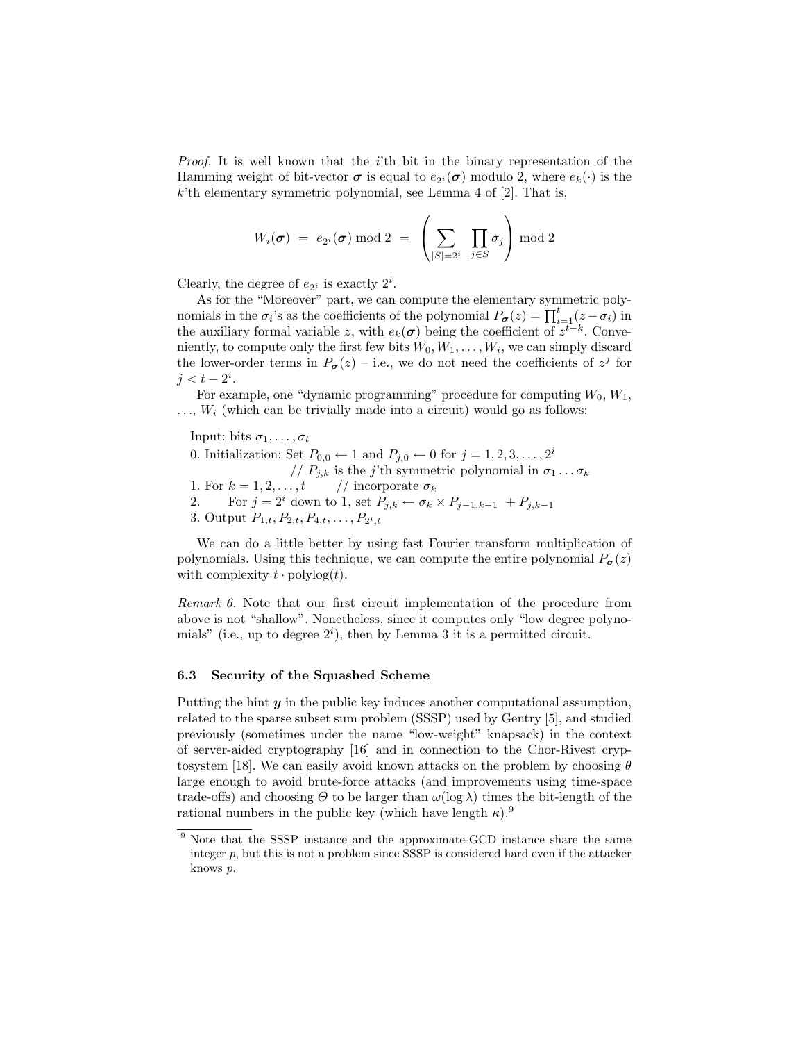*Proof.* It is well known that the $i$'th bit in the binary representation of the Hamming weight of bit-vector $\boldsymbol{\sigma}$ is equal to $e_{2^i}(\boldsymbol{\sigma})$ modulo 2, where $e_k(\cdot)$ is the $k$'th elementary symmetric polynomial, see Lemma 4 of [2]. That is,

$$W_i(\boldsymbol{\sigma}) \;=\; e_{2^i}(\boldsymbol{\sigma}) \bmod 2 \;=\; \left( \sum_{|S|=2^i} \prod_{j \in S} \sigma_j \right) \bmod 2$$

Clearly, the degree of $e_{2^i}$ is exactly $2^i$.

As for the "Moreover" part, we can compute the elementary symmetric polynomials in the $\sigma_i$'s as the coefficients of the polynomial $P_{\boldsymbol{\sigma}}(z) = \prod_{i=1}^{t}(z - \sigma_i)$ in the auxiliary formal variable $z$, with $e_k(\boldsymbol{\sigma})$ being the coefficient of $z^{t-k}$. Conveniently, to compute only the first few bits $W_0, W_1, \ldots, W_i$, we can simply discard the lower-order terms in $P_{\boldsymbol{\sigma}}(z)$ – i.e., we do not need the coefficients of $z^j$ for $j < t - 2^i$.

For example, one "dynamic programming" procedure for computing $W_0$, $W_1$, $\ldots$, $W_i$ (which can be trivially made into a circuit) would go as follows:

Input: bits $\sigma_1, \ldots, \sigma_t$

0. Initialization: Set $P_{0,0} \leftarrow 1$ and $P_{j,0} \leftarrow 0$ for $j = 1, 2, 3, \ldots, 2^i$
   // $P_{j,k}$ is the $j$'th symmetric polynomial in $\sigma_1 \ldots \sigma_k$
1. For $k = 1, 2, \ldots, t$ // incorporate $\sigma_k$
2. For $j = 2^i$ down to 1, set $P_{j,k} \leftarrow \sigma_k \times P_{j-1,k-1} + P_{j,k-1}$
3. Output $P_{1,t}, P_{2,t}, P_{4,t}, \ldots, P_{2^i,t}$

We can do a little better by using fast Fourier transform multiplication of polynomials. Using this technique, we can compute the entire polynomial $P_{\boldsymbol{\sigma}}(z)$ with complexity $t \cdot \text{polylog}(t)$.

*Remark 6.* Note that our first circuit implementation of the procedure from above is not "shallow". Nonetheless, since it computes only "low degree polynomials" (i.e., up to degree $2^i$), then by Lemma 3 it is a permitted circuit.

### 6.3 Security of the Squashed Scheme

Putting the hint $\boldsymbol{y}$ in the public key induces another computational assumption, related to the sparse subset sum problem (SSSP) used by Gentry [5], and studied previously (sometimes under the name "low-weight" knapsack) in the context of server-aided cryptography [16] and in connection to the Chor-Rivest cryptosystem [18]. We can easily avoid known attacks on the problem by choosing $\theta$ large enough to avoid brute-force attacks (and improvements using time-space trade-offs) and choosing $\Theta$ to be larger than $\omega(\log \lambda)$ times the bit-length of the rational numbers in the public key (which have length $\kappa$).[9]

[9] Note that the SSSP instance and the approximate-GCD instance share the same integer $p$, but this is not a problem since SSSP is considered hard even if the attacker knows $p$.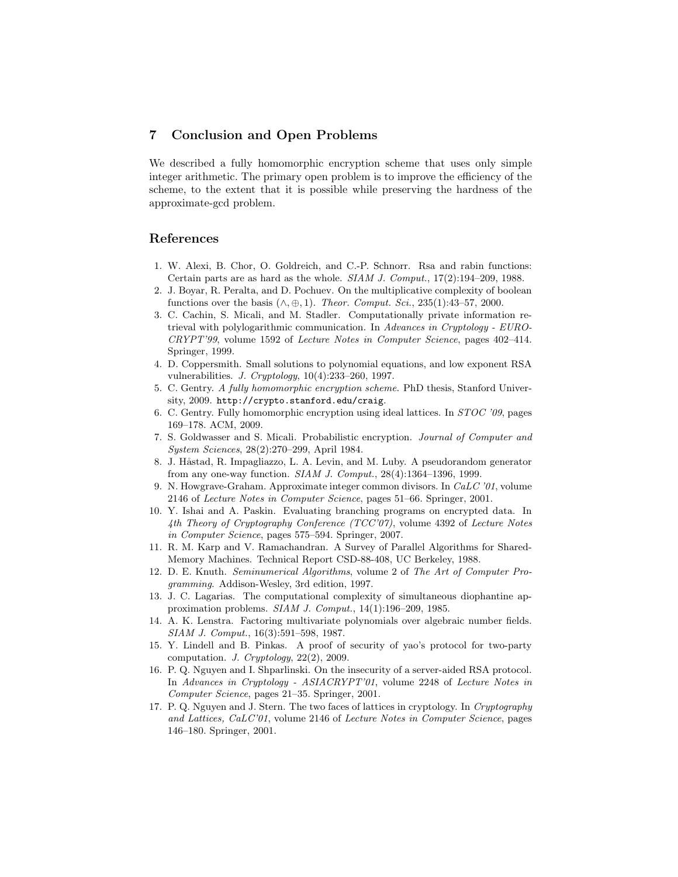## 7 Conclusion and Open Problems

We described a fully homomorphic encryption scheme that uses only simple integer arithmetic. The primary open problem is to improve the efficiency of the scheme, to the extent that it is possible while preserving the hardness of the approximate-gcd problem.

## References

1. W. Alexi, B. Chor, O. Goldreich, and C.-P. Schnorr. Rsa and rabin functions: Certain parts are as hard as the whole. *SIAM J. Comput.*, 17(2):194–209, 1988.
2. J. Boyar, R. Peralta, and D. Pochuev. On the multiplicative complexity of boolean functions over the basis $(\wedge, \oplus, 1)$. *Theor. Comput. Sci.*, 235(1):43–57, 2000.
3. C. Cachin, S. Micali, and M. Stadler. Computationally private information retrieval with polylogarithmic communication. In *Advances in Cryptology - EUROCRYPT'99*, volume 1592 of *Lecture Notes in Computer Science*, pages 402–414. Springer, 1999.
4. D. Coppersmith. Small solutions to polynomial equations, and low exponent RSA vulnerabilities. *J. Cryptology*, 10(4):233–260, 1997.
5. C. Gentry. *A fully homomorphic encryption scheme*. PhD thesis, Stanford University, 2009. `http://crypto.stanford.edu/craig`.
6. C. Gentry. Fully homomorphic encryption using ideal lattices. In *STOC '09*, pages 169–178. ACM, 2009.
7. S. Goldwasser and S. Micali. Probabilistic encryption. *Journal of Computer and System Sciences*, 28(2):270–299, April 1984.
8. J. Håstad, R. Impagliazzo, L. A. Levin, and M. Luby. A pseudorandom generator from any one-way function. *SIAM J. Comput.*, 28(4):1364–1396, 1999.
9. N. Howgrave-Graham. Approximate integer common divisors. In *CaLC '01*, volume 2146 of *Lecture Notes in Computer Science*, pages 51–66. Springer, 2001.
10. Y. Ishai and A. Paskin. Evaluating branching programs on encrypted data. In *4th Theory of Cryptography Conference (TCC'07)*, volume 4392 of *Lecture Notes in Computer Science*, pages 575–594. Springer, 2007.
11. R. M. Karp and V. Ramachandran. A Survey of Parallel Algorithms for Shared-Memory Machines. Technical Report CSD-88-408, UC Berkeley, 1988.
12. D. E. Knuth. *Seminumerical Algorithms*, volume 2 of *The Art of Computer Programming*. Addison-Wesley, 3rd edition, 1997.
13. J. C. Lagarias. The computational complexity of simultaneous diophantine approximation problems. *SIAM J. Comput.*, 14(1):196–209, 1985.
14. A. K. Lenstra. Factoring multivariate polynomials over algebraic number fields. *SIAM J. Comput.*, 16(3):591–598, 1987.
15. Y. Lindell and B. Pinkas. A proof of security of yao's protocol for two-party computation. *J. Cryptology*, 22(2), 2009.
16. P. Q. Nguyen and I. Shparlinski. On the insecurity of a server-aided RSA protocol. In *Advances in Cryptology - ASIACRYPT'01*, volume 2248 of *Lecture Notes in Computer Science*, pages 21–35. Springer, 2001.
17. P. Q. Nguyen and J. Stern. The two faces of lattices in cryptology. In *Cryptography and Lattices, CaLC'01*, volume 2146 of *Lecture Notes in Computer Science*, pages 146–180. Springer, 2001.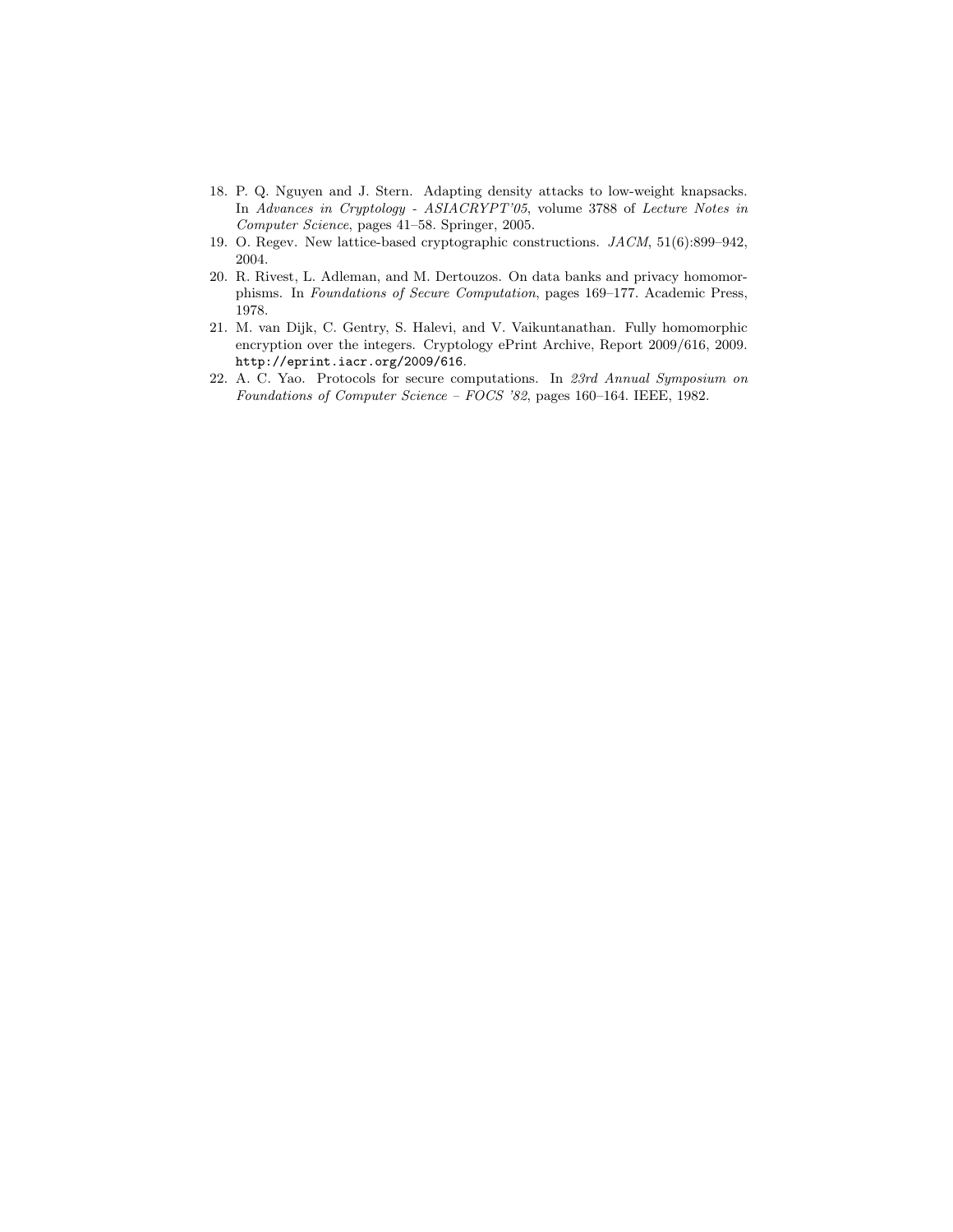18. P. Q. Nguyen and J. Stern. Adapting density attacks to low-weight knapsacks. In *Advances in Cryptology - ASIACRYPT'05*, volume 3788 of *Lecture Notes in Computer Science*, pages 41–58. Springer, 2005.
19. O. Regev. New lattice-based cryptographic constructions. *JACM*, 51(6):899–942, 2004.
20. R. Rivest, L. Adleman, and M. Dertouzos. On data banks and privacy homomorphisms. In *Foundations of Secure Computation*, pages 169–177. Academic Press, 1978.
21. M. van Dijk, C. Gentry, S. Halevi, and V. Vaikuntanathan. Fully homomorphic encryption over the integers. Cryptology ePrint Archive, Report 2009/616, 2009. `http://eprint.iacr.org/2009/616`.
22. A. C. Yao. Protocols for secure computations. In *23rd Annual Symposium on Foundations of Computer Science – FOCS '82*, pages 160–164. IEEE, 1982.